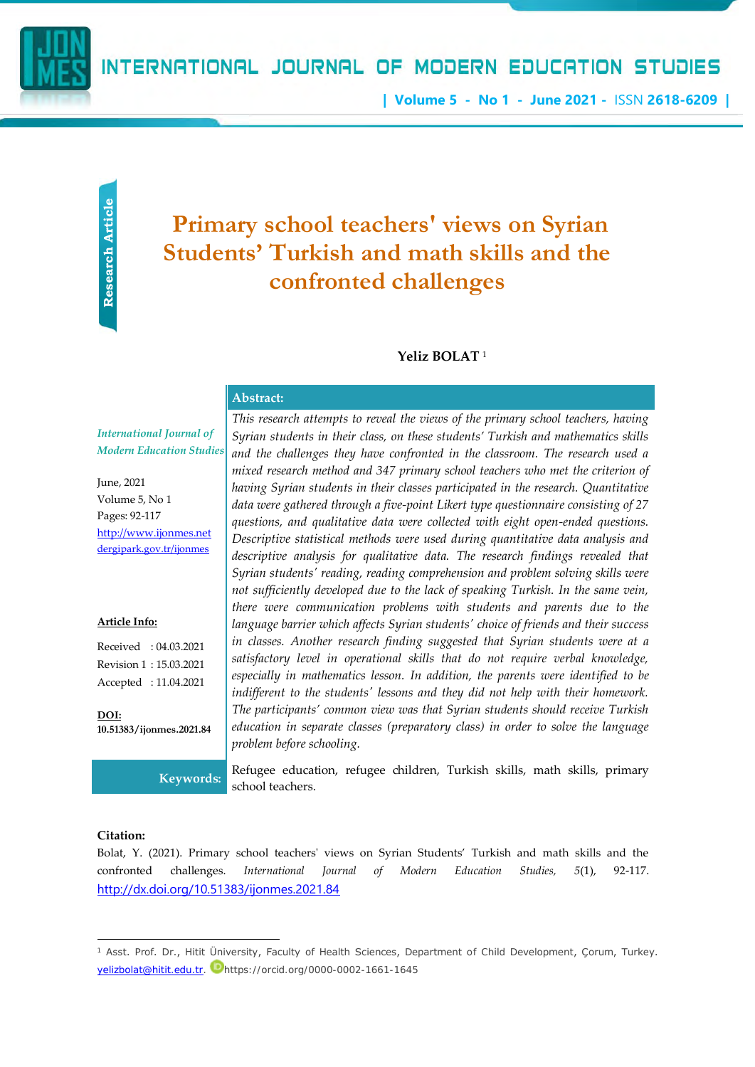Research Article

# Primary school teachers' views on Syrian Students' Turkish and math skills and the confronted challenges

**Yeliz BOLAT** [1]

*International Journal of Modern Education Studies*

June, 2021
Volume 5, No 1
Pages: 92-117
http://www.ijonmes.net
dergipark.gov.tr/ijonmes

**Article Info:**

Received : 04.03.2021
Revision 1 : 15.03.2021
Accepted : 11.04.2021

**DOI:**
**10.51383/ijonmes.2021.84**

**Abstract:**

*This research attempts to reveal the views of the primary school teachers, having Syrian students in their class, on these students' Turkish and mathematics skills and the challenges they have confronted in the classroom. The research used a mixed research method and 347 primary school teachers who met the criterion of having Syrian students in their classes participated in the research. Quantitative data were gathered through a five-point Likert type questionnaire consisting of 27 questions, and qualitative data were collected with eight open-ended questions. Descriptive statistical methods were used during quantitative data analysis and descriptive analysis for qualitative data. The research findings revealed that Syrian students' reading, reading comprehension and problem solving skills were not sufficiently developed due to the lack of speaking Turkish. In the same vein, there were communication problems with students and parents due to the language barrier which affects Syrian students' choice of friends and their success in classes. Another research finding suggested that Syrian students were at a satisfactory level in operational skills that do not require verbal knowledge, especially in mathematics lesson. In addition, the parents were identified to be indifferent to the students' lessons and they did not help with their homework. The participants' common view was that Syrian students should receive Turkish education in separate classes (preparatory class) in order to solve the language problem before schooling.*

**Keywords:** Refugee education, refugee children, Turkish skills, math skills, primary school teachers.

**Citation:**
Bolat, Y. (2021). Primary school teachers' views on Syrian Students' Turkish and math skills and the confronted challenges. *International Journal of Modern Education Studies, 5*(1), 92-117. http://dx.doi.org/10.51383/ijonmes.2021.84

---

[1] Asst. Prof. Dr., Hitit Üniversity, Faculty of Health Sciences, Department of Child Development, Çorum, Turkey. yelizbolat@hitit.edu.tr. https://orcid.org/0000-0002-1661-1645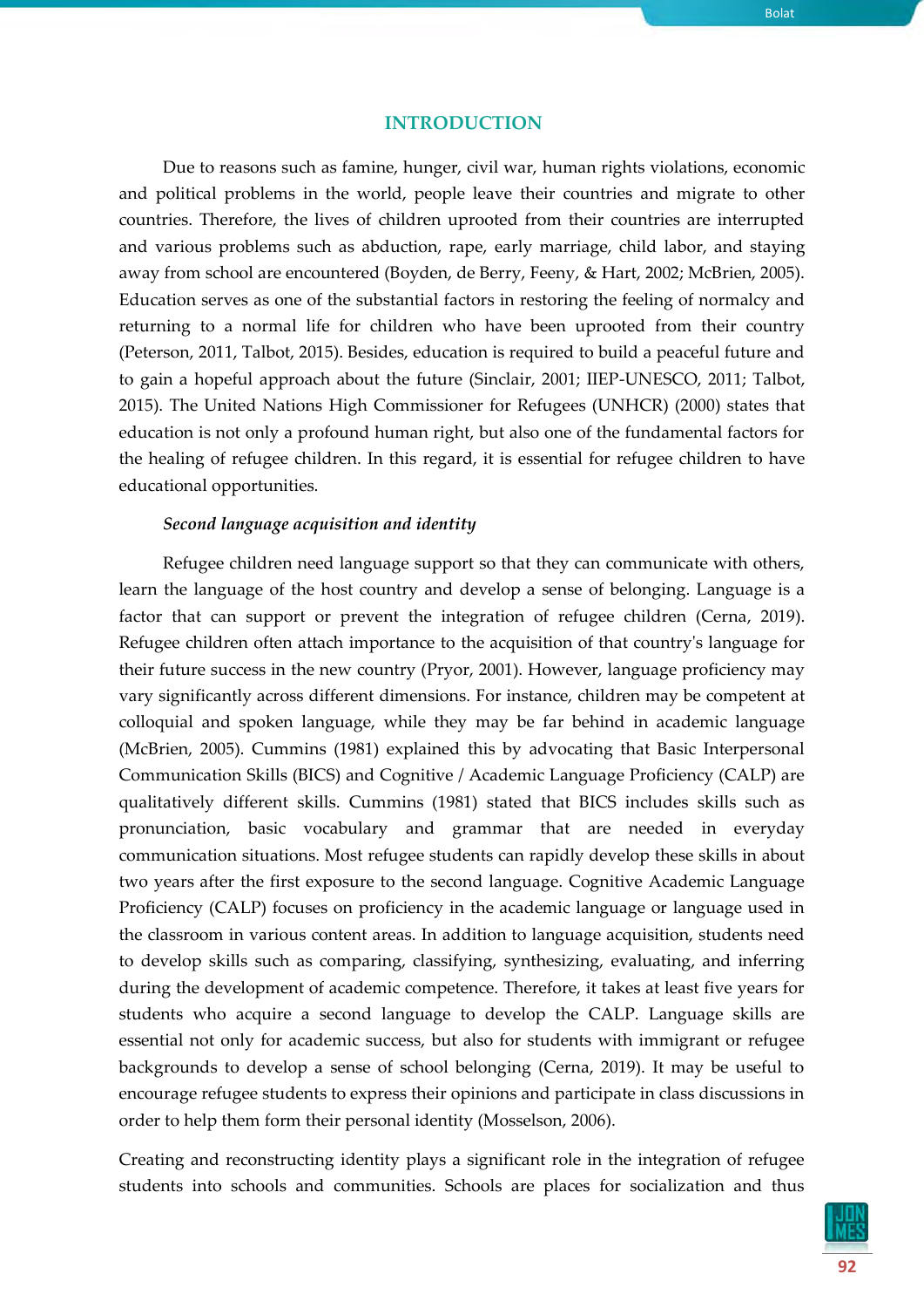## INTRODUCTION

Due to reasons such as famine, hunger, civil war, human rights violations, economic and political problems in the world, people leave their countries and migrate to other countries. Therefore, the lives of children uprooted from their countries are interrupted and various problems such as abduction, rape, early marriage, child labor, and staying away from school are encountered (Boyden, de Berry, Feeny, & Hart, 2002; McBrien, 2005). Education serves as one of the substantial factors in restoring the feeling of normalcy and returning to a normal life for children who have been uprooted from their country (Peterson, 2011, Talbot, 2015). Besides, education is required to build a peaceful future and to gain a hopeful approach about the future (Sinclair, 2001; IIEP-UNESCO, 2011; Talbot, 2015). The United Nations High Commissioner for Refugees (UNHCR) (2000) states that education is not only a profound human right, but also one of the fundamental factors for the healing of refugee children. In this regard, it is essential for refugee children to have educational opportunities.

### *Second language acquisition and identity*

Refugee children need language support so that they can communicate with others, learn the language of the host country and develop a sense of belonging. Language is a factor that can support or prevent the integration of refugee children (Cerna, 2019). Refugee children often attach importance to the acquisition of that country's language for their future success in the new country (Pryor, 2001). However, language proficiency may vary significantly across different dimensions. For instance, children may be competent at colloquial and spoken language, while they may be far behind in academic language (McBrien, 2005). Cummins (1981) explained this by advocating that Basic Interpersonal Communication Skills (BICS) and Cognitive / Academic Language Proficiency (CALP) are qualitatively different skills. Cummins (1981) stated that BICS includes skills such as pronunciation, basic vocabulary and grammar that are needed in everyday communication situations. Most refugee students can rapidly develop these skills in about two years after the first exposure to the second language. Cognitive Academic Language Proficiency (CALP) focuses on proficiency in the academic language or language used in the classroom in various content areas. In addition to language acquisition, students need to develop skills such as comparing, classifying, synthesizing, evaluating, and inferring during the development of academic competence. Therefore, it takes at least five years for students who acquire a second language to develop the CALP. Language skills are essential not only for academic success, but also for students with immigrant or refugee backgrounds to develop a sense of school belonging (Cerna, 2019). It may be useful to encourage refugee students to express their opinions and participate in class discussions in order to help them form their personal identity (Mosselson, 2006).

Creating and reconstructing identity plays a significant role in the integration of refugee students into schools and communities. Schools are places for socialization and thus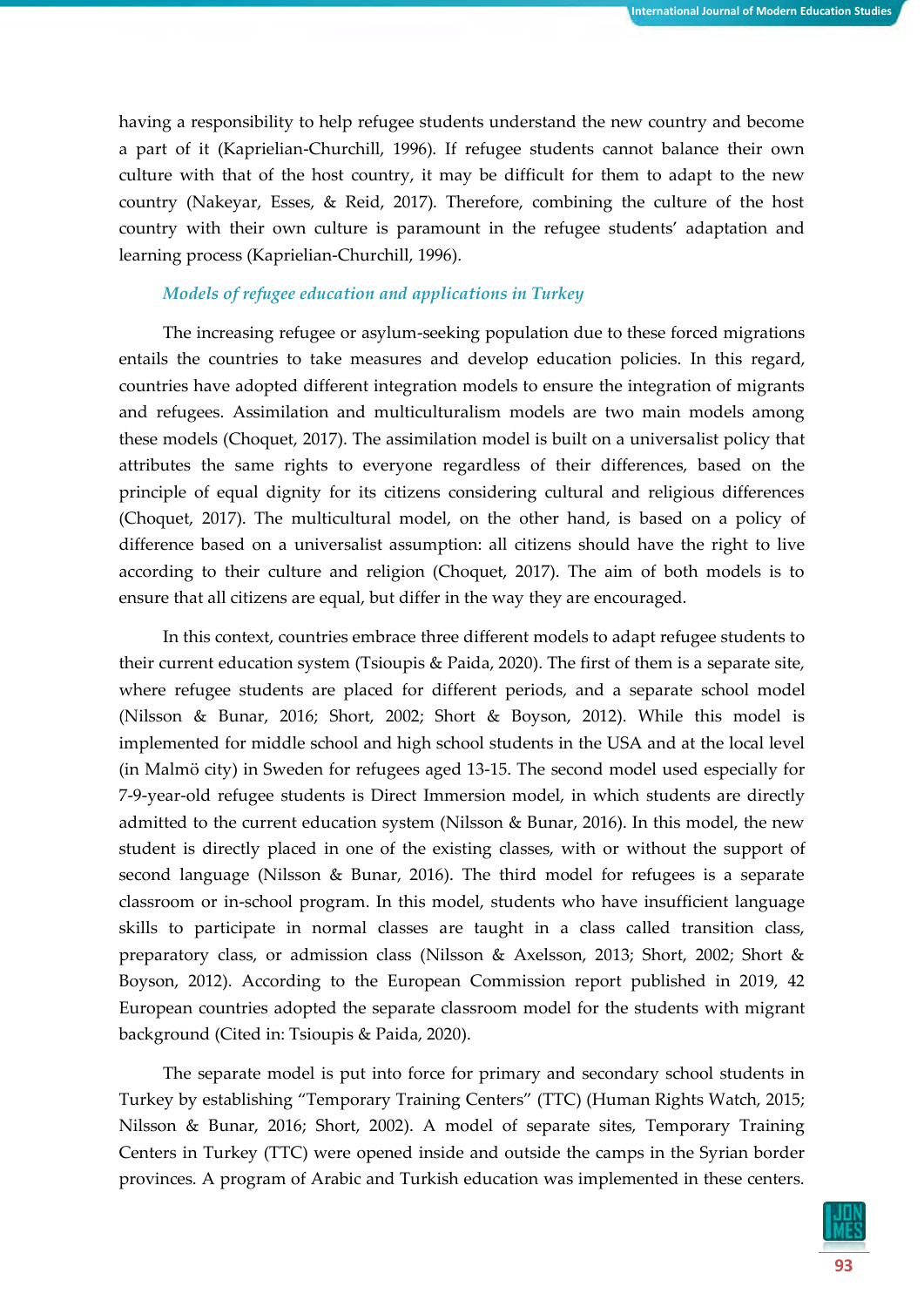having a responsibility to help refugee students understand the new country and become a part of it (Kaprielian-Churchill, 1996). If refugee students cannot balance their own culture with that of the host country, it may be difficult for them to adapt to the new country (Nakeyar, Esses, & Reid, 2017). Therefore, combining the culture of the host country with their own culture is paramount in the refugee students' adaptation and learning process (Kaprielian-Churchill, 1996).

### *Models of refugee education and applications in Turkey*

The increasing refugee or asylum-seeking population due to these forced migrations entails the countries to take measures and develop education policies. In this regard, countries have adopted different integration models to ensure the integration of migrants and refugees. Assimilation and multiculturalism models are two main models among these models (Choquet, 2017). The assimilation model is built on a universalist policy that attributes the same rights to everyone regardless of their differences, based on the principle of equal dignity for its citizens considering cultural and religious differences (Choquet, 2017). The multicultural model, on the other hand, is based on a policy of difference based on a universalist assumption: all citizens should have the right to live according to their culture and religion (Choquet, 2017). The aim of both models is to ensure that all citizens are equal, but differ in the way they are encouraged.

In this context, countries embrace three different models to adapt refugee students to their current education system (Tsioupis & Paida, 2020). The first of them is a separate site, where refugee students are placed for different periods, and a separate school model (Nilsson & Bunar, 2016; Short, 2002; Short & Boyson, 2012). While this model is implemented for middle school and high school students in the USA and at the local level (in Malmö city) in Sweden for refugees aged 13-15. The second model used especially for 7-9-year-old refugee students is Direct Immersion model, in which students are directly admitted to the current education system (Nilsson & Bunar, 2016). In this model, the new student is directly placed in one of the existing classes, with or without the support of second language (Nilsson & Bunar, 2016). The third model for refugees is a separate classroom or in-school program. In this model, students who have insufficient language skills to participate in normal classes are taught in a class called transition class, preparatory class, or admission class (Nilsson & Axelsson, 2013; Short, 2002; Short & Boyson, 2012). According to the European Commission report published in 2019, 42 European countries adopted the separate classroom model for the students with migrant background (Cited in: Tsioupis & Paida, 2020).

The separate model is put into force for primary and secondary school students in Turkey by establishing "Temporary Training Centers" (TTC) (Human Rights Watch, 2015; Nilsson & Bunar, 2016; Short, 2002). A model of separate sites, Temporary Training Centers in Turkey (TTC) were opened inside and outside the camps in the Syrian border provinces. A program of Arabic and Turkish education was implemented in these centers.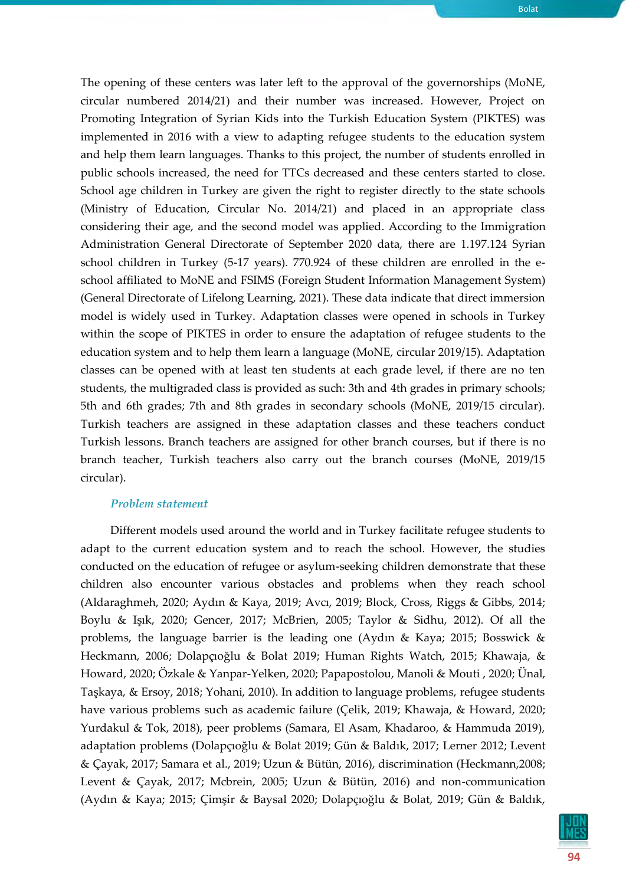The opening of these centers was later left to the approval of the governorships (MoNE, circular numbered 2014/21) and their number was increased. However, Project on Promoting Integration of Syrian Kids into the Turkish Education System (PIKTES) was implemented in 2016 with a view to adapting refugee students to the education system and help them learn languages. Thanks to this project, the number of students enrolled in public schools increased, the need for TTCs decreased and these centers started to close. School age children in Turkey are given the right to register directly to the state schools (Ministry of Education, Circular No. 2014/21) and placed in an appropriate class considering their age, and the second model was applied. According to the Immigration Administration General Directorate of September 2020 data, there are 1.197.124 Syrian school children in Turkey (5-17 years). 770.924 of these children are enrolled in the e-school affiliated to MoNE and FSIMS (Foreign Student Information Management System) (General Directorate of Lifelong Learning, 2021). These data indicate that direct immersion model is widely used in Turkey. Adaptation classes were opened in schools in Turkey within the scope of PIKTES in order to ensure the adaptation of refugee students to the education system and to help them learn a language (MoNE, circular 2019/15). Adaptation classes can be opened with at least ten students at each grade level, if there are no ten students, the multigraded class is provided as such: 3th and 4th grades in primary schools; 5th and 6th grades; 7th and 8th grades in secondary schools (MoNE, 2019/15 circular). Turkish teachers are assigned in these adaptation classes and these teachers conduct Turkish lessons. Branch teachers are assigned for other branch courses, but if there is no branch teacher, Turkish teachers also carry out the branch courses (MoNE, 2019/15 circular).

### *Problem statement*

Different models used around the world and in Turkey facilitate refugee students to adapt to the current education system and to reach the school. However, the studies conducted on the education of refugee or asylum-seeking children demonstrate that these children also encounter various obstacles and problems when they reach school (Aldaraghmeh, 2020; Aydın & Kaya, 2019; Avcı, 2019; Block, Cross, Riggs & Gibbs, 2014; Boylu & Işık, 2020; Gencer, 2017; McBrien, 2005; Taylor & Sidhu, 2012). Of all the problems, the language barrier is the leading one (Aydın & Kaya; 2015; Bosswick & Heckmann, 2006; Dolapçıoğlu & Bolat 2019; Human Rights Watch, 2015; Khawaja, & Howard, 2020; Özkale & Yanpar-Yelken, 2020; Papapostolou, Manoli & Mouti , 2020; Ünal, Taşkaya, & Ersoy, 2018; Yohani, 2010). In addition to language problems, refugee students have various problems such as academic failure (Çelik, 2019; Khawaja, & Howard, 2020; Yurdakul & Tok, 2018), peer problems (Samara, El Asam, Khadaroo, & Hammuda 2019), adaptation problems (Dolapçıoğlu & Bolat 2019; Gün & Baldık, 2017; Lerner 2012; Levent & Çayak, 2017; Samara et al., 2019; Uzun & Bütün, 2016), discrimination (Heckmann,2008; Levent & Çayak, 2017; Mcbrein, 2005; Uzun & Bütün, 2016) and non-communication (Aydın & Kaya; 2015; Çimşir & Baysal 2020; Dolapçıoğlu & Bolat, 2019; Gün & Baldık,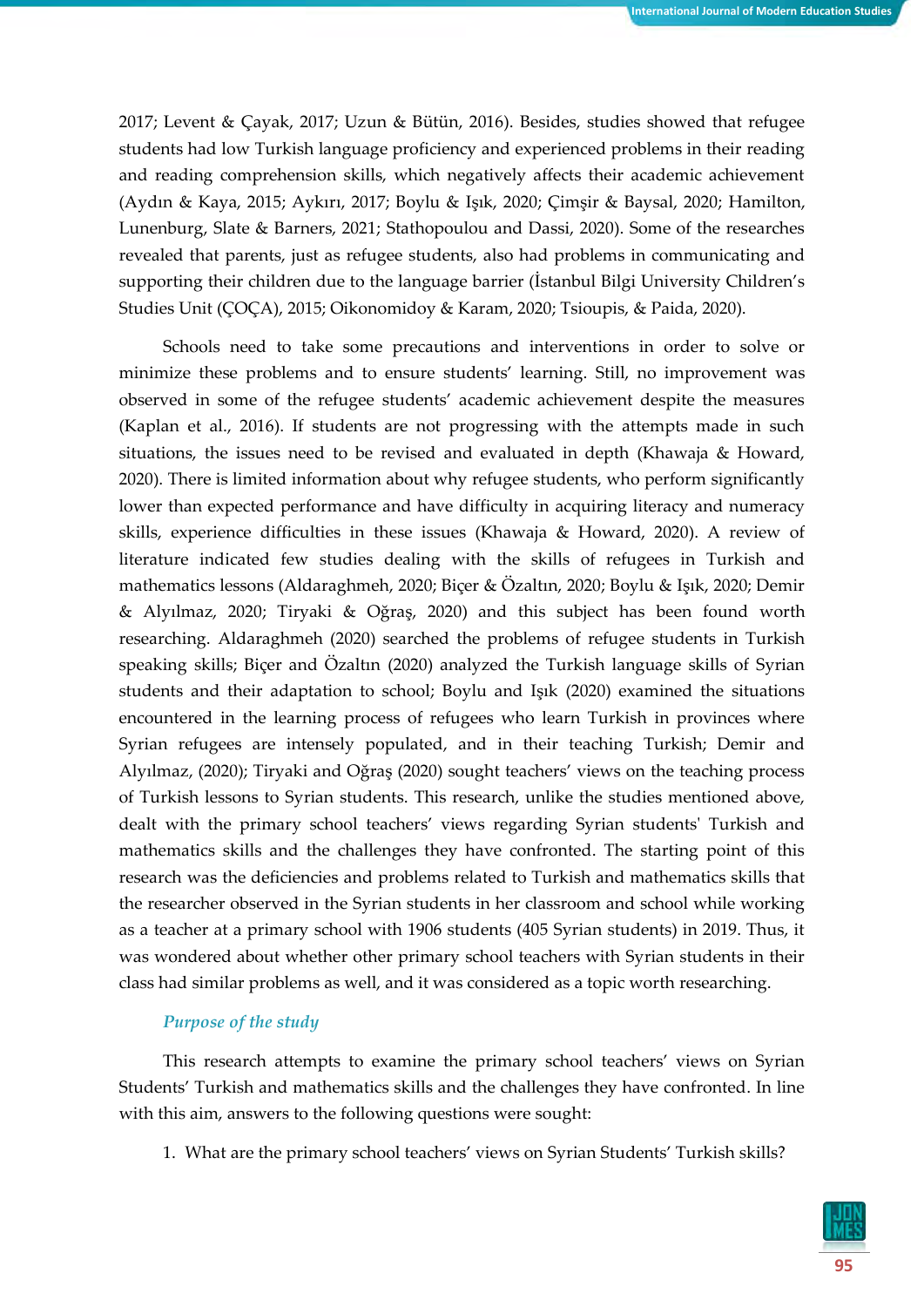2017; Levent & Çayak, 2017; Uzun & Bütün, 2016). Besides, studies showed that refugee students had low Turkish language proficiency and experienced problems in their reading and reading comprehension skills, which negatively affects their academic achievement (Aydın & Kaya, 2015; Aykırı, 2017; Boylu & Işık, 2020; Çimşir & Baysal, 2020; Hamilton, Lunenburg, Slate & Barners, 2021; Stathopoulou and Dassi, 2020). Some of the researches revealed that parents, just as refugee students, also had problems in communicating and supporting their children due to the language barrier (İstanbul Bilgi University Children's Studies Unit (ÇOÇA), 2015; Oikonomidoy & Karam, 2020; Tsioupis, & Paida, 2020).

Schools need to take some precautions and interventions in order to solve or minimize these problems and to ensure students' learning. Still, no improvement was observed in some of the refugee students' academic achievement despite the measures (Kaplan et al., 2016). If students are not progressing with the attempts made in such situations, the issues need to be revised and evaluated in depth (Khawaja & Howard, 2020). There is limited information about why refugee students, who perform significantly lower than expected performance and have difficulty in acquiring literacy and numeracy skills, experience difficulties in these issues (Khawaja & Howard, 2020). A review of literature indicated few studies dealing with the skills of refugees in Turkish and mathematics lessons (Aldaraghmeh, 2020; Biçer & Özaltın, 2020; Boylu & Işık, 2020; Demir & Alyılmaz, 2020; Tiryaki & Oğraş, 2020) and this subject has been found worth researching. Aldaraghmeh (2020) searched the problems of refugee students in Turkish speaking skills; Biçer and Özaltın (2020) analyzed the Turkish language skills of Syrian students and their adaptation to school; Boylu and Işık (2020) examined the situations encountered in the learning process of refugees who learn Turkish in provinces where Syrian refugees are intensely populated, and in their teaching Turkish; Demir and Alyılmaz, (2020); Tiryaki and Oğraş (2020) sought teachers' views on the teaching process of Turkish lessons to Syrian students. This research, unlike the studies mentioned above, dealt with the primary school teachers' views regarding Syrian students' Turkish and mathematics skills and the challenges they have confronted. The starting point of this research was the deficiencies and problems related to Turkish and mathematics skills that the researcher observed in the Syrian students in her classroom and school while working as a teacher at a primary school with 1906 students (405 Syrian students) in 2019. Thus, it was wondered about whether other primary school teachers with Syrian students in their class had similar problems as well, and it was considered as a topic worth researching.

### *Purpose of the study*

This research attempts to examine the primary school teachers' views on Syrian Students' Turkish and mathematics skills and the challenges they have confronted. In line with this aim, answers to the following questions were sought:

1. What are the primary school teachers' views on Syrian Students' Turkish skills?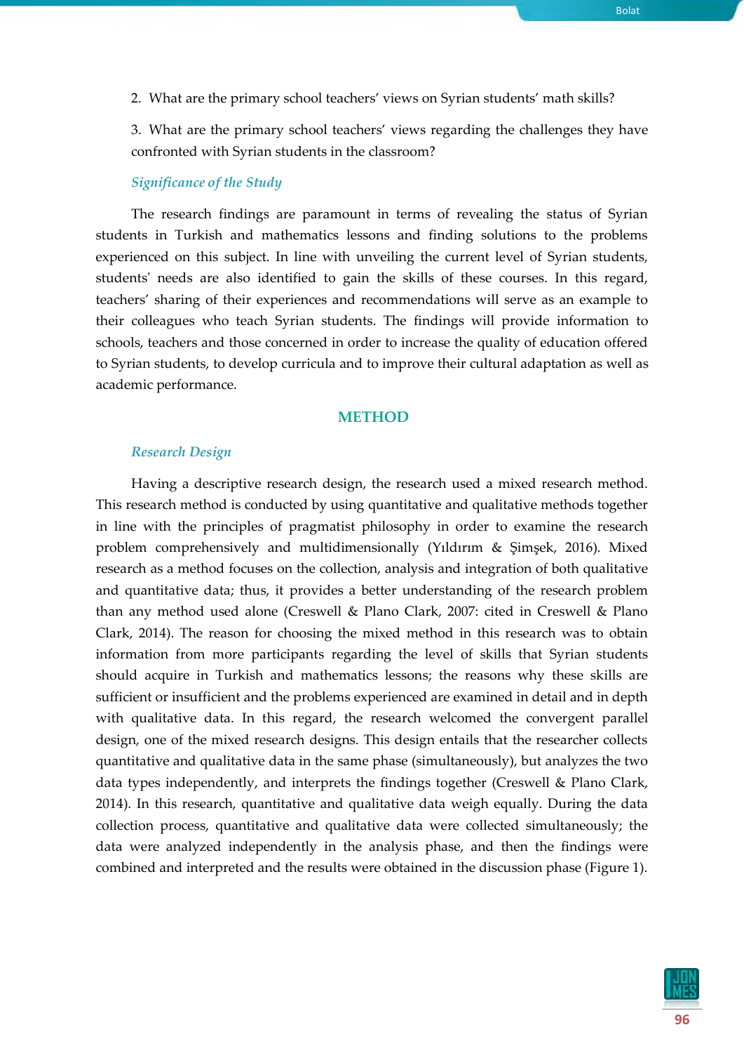2. What are the primary school teachers' views on Syrian students' math skills?

3. What are the primary school teachers' views regarding the challenges they have confronted with Syrian students in the classroom?

### *Significance of the Study*

The research findings are paramount in terms of revealing the status of Syrian students in Turkish and mathematics lessons and finding solutions to the problems experienced on this subject. In line with unveiling the current level of Syrian students, students' needs are also identified to gain the skills of these courses. In this regard, teachers' sharing of their experiences and recommendations will serve as an example to their colleagues who teach Syrian students. The findings will provide information to schools, teachers and those concerned in order to increase the quality of education offered to Syrian students, to develop curricula and to improve their cultural adaptation as well as academic performance.

## METHOD

### *Research Design*

Having a descriptive research design, the research used a mixed research method. This research method is conducted by using quantitative and qualitative methods together in line with the principles of pragmatist philosophy in order to examine the research problem comprehensively and multidimensionally (Yıldırım & Şimşek, 2016). Mixed research as a method focuses on the collection, analysis and integration of both qualitative and quantitative data; thus, it provides a better understanding of the research problem than any method used alone (Creswell & Plano Clark, 2007: cited in Creswell & Plano Clark, 2014). The reason for choosing the mixed method in this research was to obtain information from more participants regarding the level of skills that Syrian students should acquire in Turkish and mathematics lessons; the reasons why these skills are sufficient or insufficient and the problems experienced are examined in detail and in depth with qualitative data. In this regard, the research welcomed the convergent parallel design, one of the mixed research designs. This design entails that the researcher collects quantitative and qualitative data in the same phase (simultaneously), but analyzes the two data types independently, and interprets the findings together (Creswell & Plano Clark, 2014). In this research, quantitative and qualitative data weigh equally. During the data collection process, quantitative and qualitative data were collected simultaneously; the data were analyzed independently in the analysis phase, and then the findings were combined and interpreted and the results were obtained in the discussion phase (Figure 1).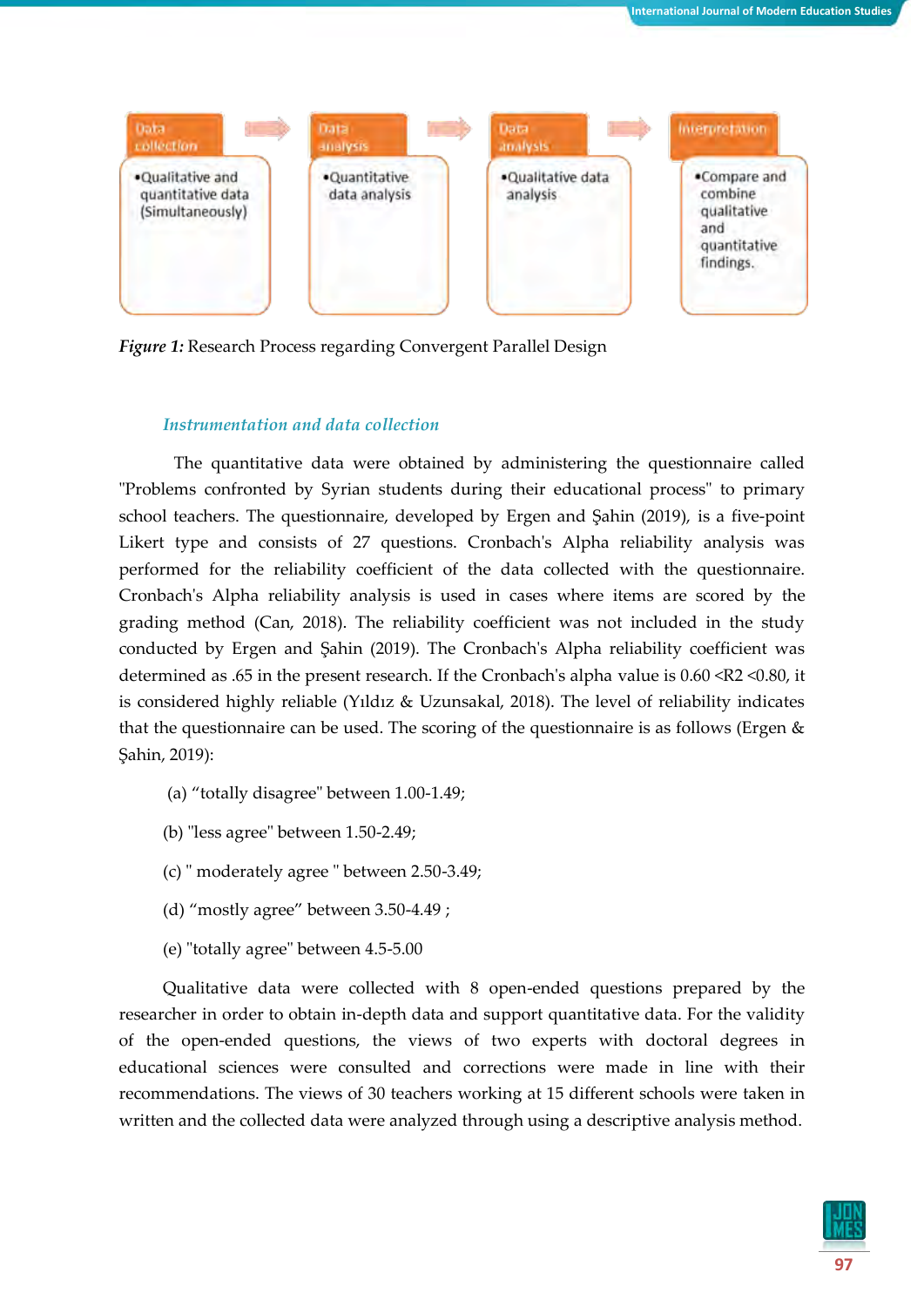| Data collection | Data analysis | Data analysis | Interpretation |
|---|---|---|---|
| •Qualitative and quantitative data (Simultaneously) | •Quantitative data analysis | •Qualitative data analysis | •Compare and combine qualitative and quantitative findings. |

***Figure 1:*** Research Process regarding Convergent Parallel Design

### *Instrumentation and data collection*

The quantitative data were obtained by administering the questionnaire called "Problems confronted by Syrian students during their educational process" to primary school teachers. The questionnaire, developed by Ergen and Şahin (2019), is a five-point Likert type and consists of 27 questions. Cronbach's Alpha reliability analysis was performed for the reliability coefficient of the data collected with the questionnaire. Cronbach's Alpha reliability analysis is used in cases where items are scored by the grading method (Can, 2018). The reliability coefficient was not included in the study conducted by Ergen and Şahin (2019). The Cronbach's Alpha reliability coefficient was determined as .65 in the present research. If the Cronbach's alpha value is $0.60 < R2 < 0.80$, it is considered highly reliable (Yıldız & Uzunsakal, 2018). The level of reliability indicates that the questionnaire can be used. The scoring of the questionnaire is as follows (Ergen & Şahin, 2019):

(a) "totally disagree" between 1.00-1.49;

(b) "less agree" between 1.50-2.49;

(c) " moderately agree " between 2.50-3.49;

(d) "mostly agree" between 3.50-4.49 ;

(e) "totally agree" between 4.5-5.00

Qualitative data were collected with 8 open-ended questions prepared by the researcher in order to obtain in-depth data and support quantitative data. For the validity of the open-ended questions, the views of two experts with doctoral degrees in educational sciences were consulted and corrections were made in line with their recommendations. The views of 30 teachers working at 15 different schools were taken in written and the collected data were analyzed through using a descriptive analysis method.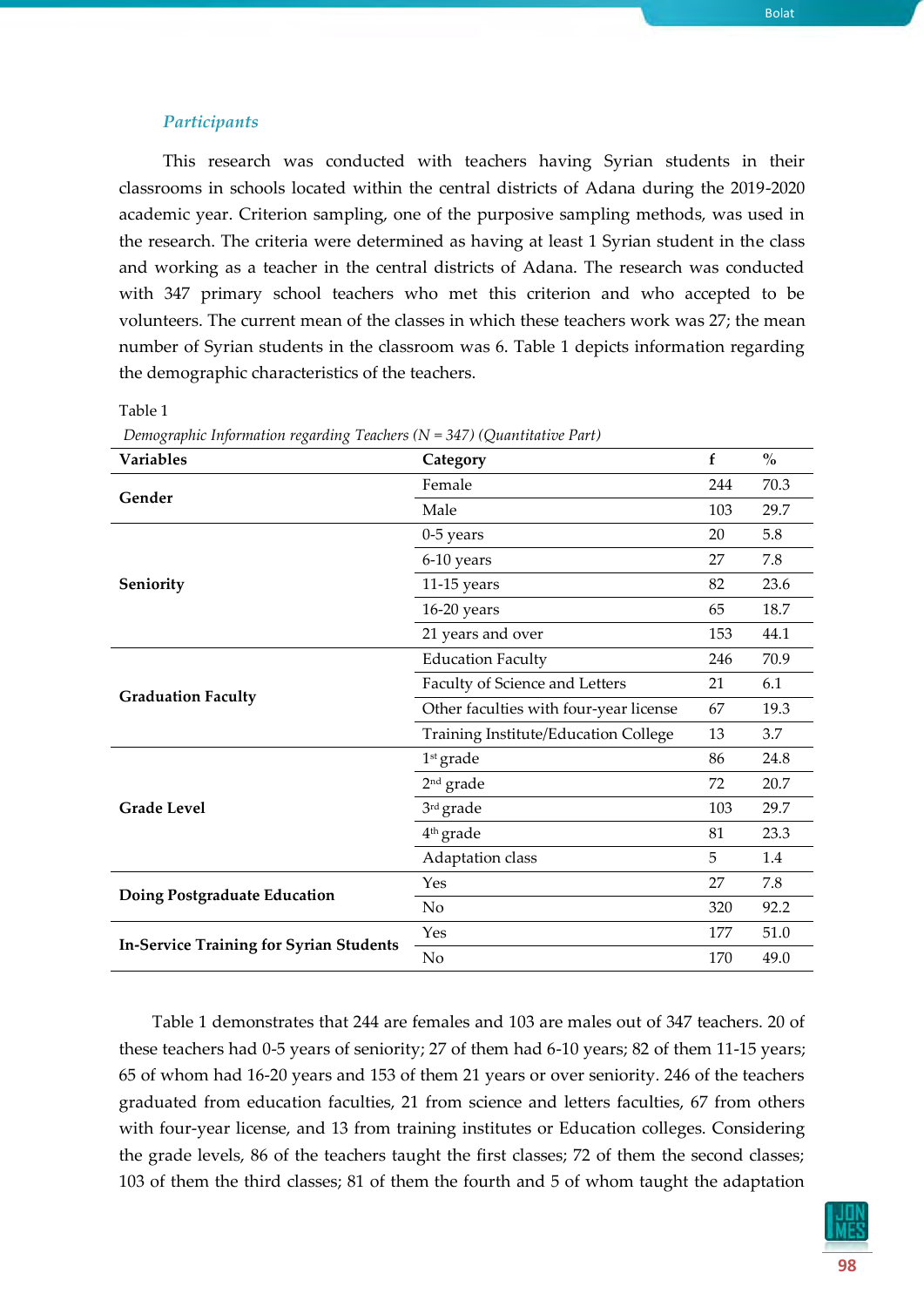### *Participants*

This research was conducted with teachers having Syrian students in their classrooms in schools located within the central districts of Adana during the 2019-2020 academic year. Criterion sampling, one of the purposive sampling methods, was used in the research. The criteria were determined as having at least 1 Syrian student in the class and working as a teacher in the central districts of Adana. The research was conducted with 347 primary school teachers who met this criterion and who accepted to be volunteers. The current mean of the classes in which these teachers work was 27; the mean number of Syrian students in the classroom was 6. Table 1 depicts information regarding the demographic characteristics of the teachers.

Table 1

*Demographic Information regarding Teachers (N = 347) (Quantitative Part)*

| Variables | Category | f | % |
|---|---|---|---|
| **Gender** | Female | 244 | 70.3 |
| | Male | 103 | 29.7 |
| **Seniority** | 0-5 years | 20 | 5.8 |
| | 6-10 years | 27 | 7.8 |
| | 11-15 years | 82 | 23.6 |
| | 16-20 years | 65 | 18.7 |
| | 21 years and over | 153 | 44.1 |
| **Graduation Faculty** | Education Faculty | 246 | 70.9 |
| | Faculty of Science and Letters | 21 | 6.1 |
| | Other faculties with four-year license | 67 | 19.3 |
| | Training Institute/Education College | 13 | 3.7 |
| **Grade Level** | 1st grade | 86 | 24.8 |
| | 2nd grade | 72 | 20.7 |
| | 3rd grade | 103 | 29.7 |
| | 4th grade | 81 | 23.3 |
| | Adaptation class | 5 | 1.4 |
| **Doing Postgraduate Education** | Yes | 27 | 7.8 |
| | No | 320 | 92.2 |
| **In-Service Training for Syrian Students** | Yes | 177 | 51.0 |
| | No | 170 | 49.0 |

Table 1 demonstrates that 244 are females and 103 are males out of 347 teachers. 20 of these teachers had 0-5 years of seniority; 27 of them had 6-10 years; 82 of them 11-15 years; 65 of whom had 16-20 years and 153 of them 21 years or over seniority. 246 of the teachers graduated from education faculties, 21 from science and letters faculties, 67 from others with four-year license, and 13 from training institutes or Education colleges. Considering the grade levels, 86 of the teachers taught the first classes; 72 of them the second classes; 103 of them the third classes; 81 of them the fourth and 5 of whom taught the adaptation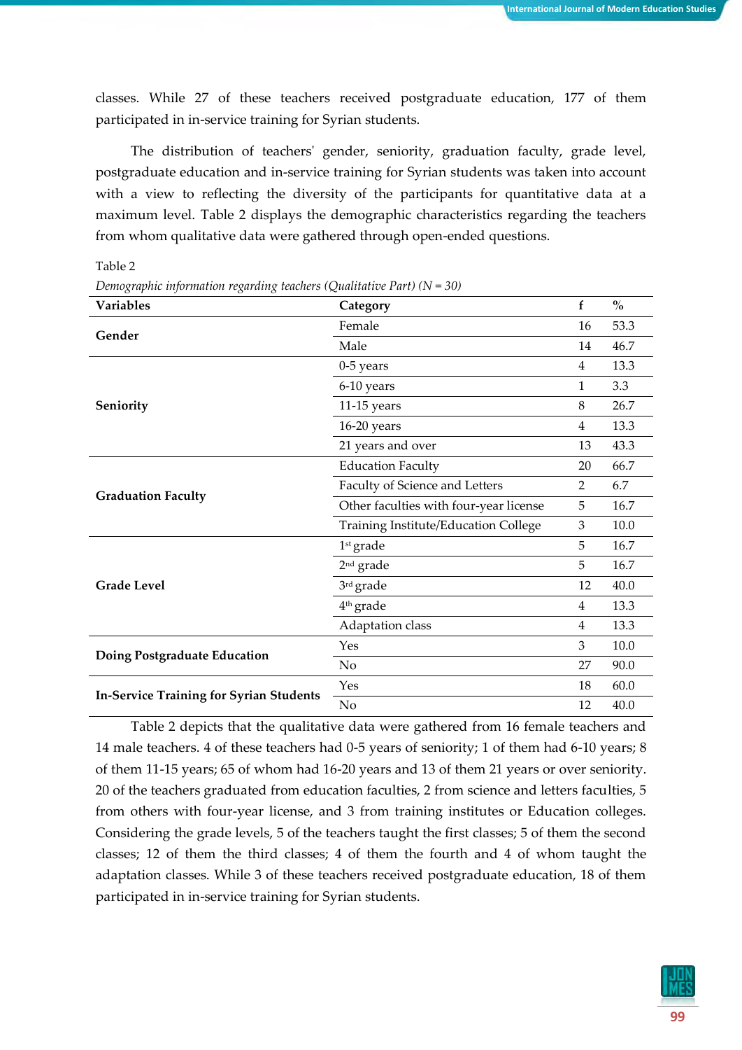classes. While 27 of these teachers received postgraduate education, 177 of them participated in in-service training for Syrian students.

The distribution of teachers' gender, seniority, graduation faculty, grade level, postgraduate education and in-service training for Syrian students was taken into account with a view to reflecting the diversity of the participants for quantitative data at a maximum level. Table 2 displays the demographic characteristics regarding the teachers from whom qualitative data were gathered through open-ended questions.

Table 2

*Demographic information regarding teachers (Qualitative Part) (N = 30)*

| Variables | Category | f | % |
|---|---|---|---|
| **Gender** | Female | 16 | 53.3 |
| | Male | 14 | 46.7 |
| **Seniority** | 0-5 years | 4 | 13.3 |
| | 6-10 years | 1 | 3.3 |
| | 11-15 years | 8 | 26.7 |
| | 16-20 years | 4 | 13.3 |
| | 21 years and over | 13 | 43.3 |
| **Graduation Faculty** | Education Faculty | 20 | 66.7 |
| | Faculty of Science and Letters | 2 | 6.7 |
| | Other faculties with four-year license | 5 | 16.7 |
| | Training Institute/Education College | 3 | 10.0 |
| **Grade Level** | 1st grade | 5 | 16.7 |
| | 2nd grade | 5 | 16.7 |
| | 3rd grade | 12 | 40.0 |
| | 4th grade | 4 | 13.3 |
| | Adaptation class | 4 | 13.3 |
| **Doing Postgraduate Education** | Yes | 3 | 10.0 |
| | No | 27 | 90.0 |
| **In-Service Training for Syrian Students** | Yes | 18 | 60.0 |
| | No | 12 | 40.0 |

Table 2 depicts that the qualitative data were gathered from 16 female teachers and 14 male teachers. 4 of these teachers had 0-5 years of seniority; 1 of them had 6-10 years; 8 of them 11-15 years; 65 of whom had 16-20 years and 13 of them 21 years or over seniority. 20 of the teachers graduated from education faculties, 2 from science and letters faculties, 5 from others with four-year license, and 3 from training institutes or Education colleges. Considering the grade levels, 5 of the teachers taught the first classes; 5 of them the second classes; 12 of them the third classes; 4 of them the fourth and 4 of whom taught the adaptation classes. While 3 of these teachers received postgraduate education, 18 of them participated in in-service training for Syrian students.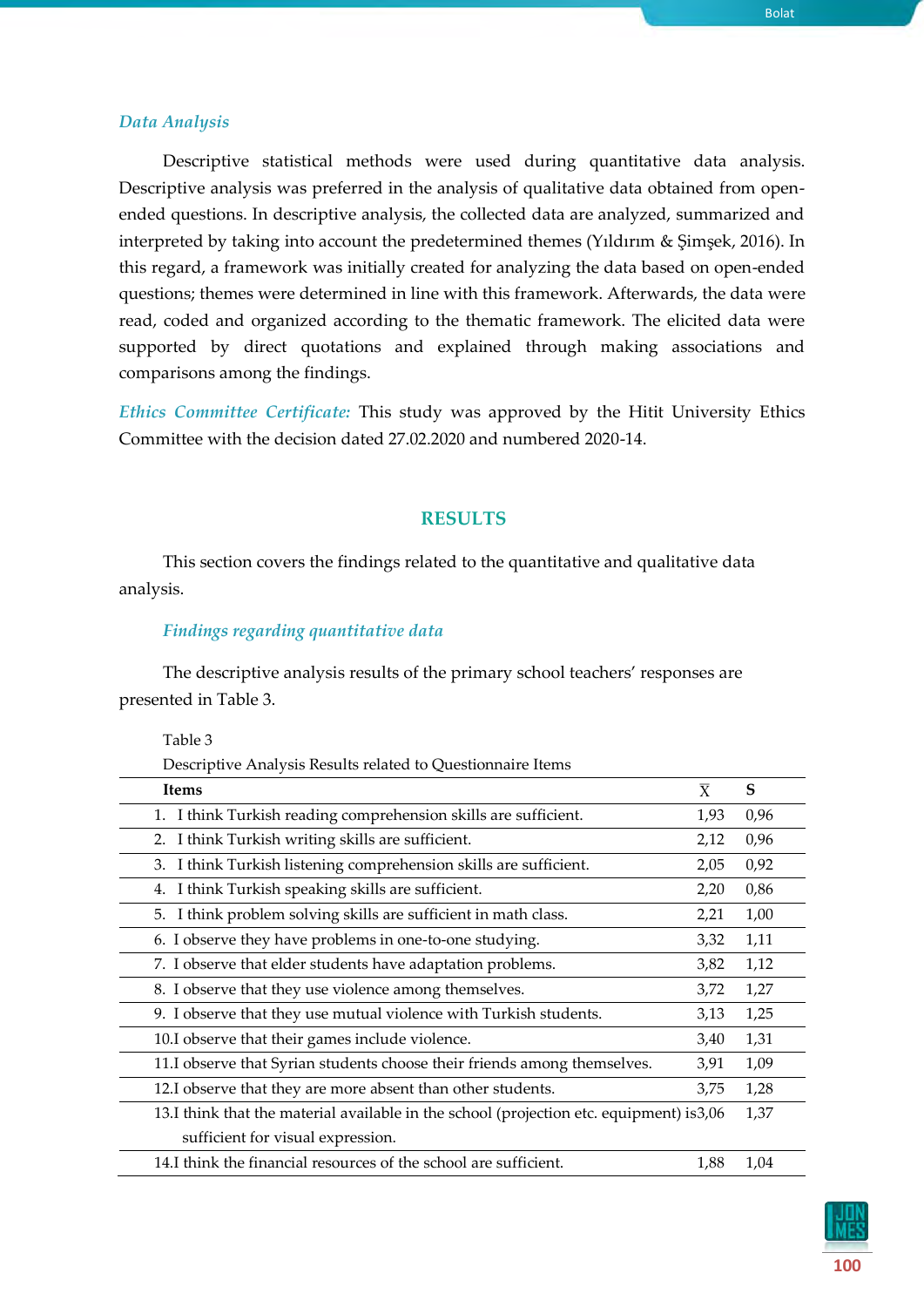### *Data Analysis*

Descriptive statistical methods were used during quantitative data analysis. Descriptive analysis was preferred in the analysis of qualitative data obtained from open-ended questions. In descriptive analysis, the collected data are analyzed, summarized and interpreted by taking into account the predetermined themes (Yıldırım & Şimşek, 2016). In this regard, a framework was initially created for analyzing the data based on open-ended questions; themes were determined in line with this framework. Afterwards, the data were read, coded and organized according to the thematic framework. The elicited data were supported by direct quotations and explained through making associations and comparisons among the findings.

*Ethics Committee Certificate:* This study was approved by the Hitit University Ethics Committee with the decision dated 27.02.2020 and numbered 2020-14.

## RESULTS

This section covers the findings related to the quantitative and qualitative data analysis.

### *Findings regarding quantitative data*

The descriptive analysis results of the primary school teachers' responses are presented in Table 3.

Table 3

Descriptive Analysis Results related to Questionnaire Items

| Items | $\bar{X}$ | S |
|---|---|---|
| 1. I think Turkish reading comprehension skills are sufficient. | 1,93 | 0,96 |
| 2. I think Turkish writing skills are sufficient. | 2,12 | 0,96 |
| 3. I think Turkish listening comprehension skills are sufficient. | 2,05 | 0,92 |
| 4. I think Turkish speaking skills are sufficient. | 2,20 | 0,86 |
| 5. I think problem solving skills are sufficient in math class. | 2,21 | 1,00 |
| 6. I observe they have problems in one-to-one studying. | 3,32 | 1,11 |
| 7. I observe that elder students have adaptation problems. | 3,82 | 1,12 |
| 8. I observe that they use violence among themselves. | 3,72 | 1,27 |
| 9. I observe that they use mutual violence with Turkish students. | 3,13 | 1,25 |
| 10.I observe that their games include violence. | 3,40 | 1,31 |
| 11.I observe that Syrian students choose their friends among themselves. | 3,91 | 1,09 |
| 12.I observe that they are more absent than other students. | 3,75 | 1,28 |
| 13.I think that the material available in the school (projection etc. equipment) is sufficient for visual expression. | 3,06 | 1,37 |
| 14.I think the financial resources of the school are sufficient. | 1,88 | 1,04 |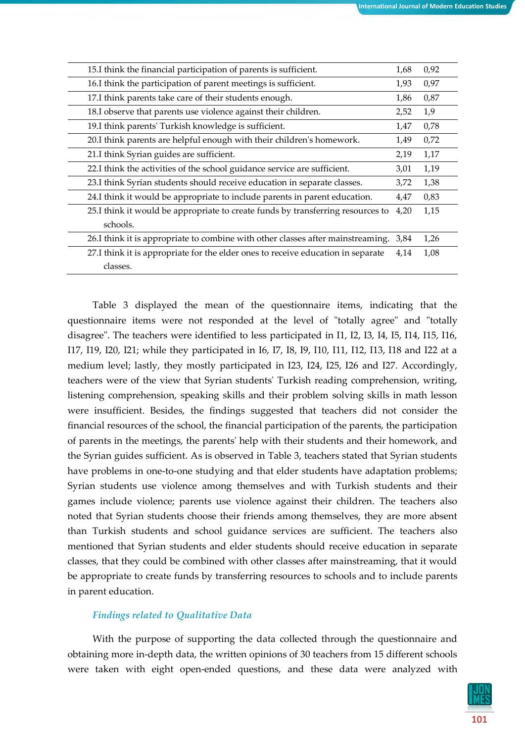| | | |
|---|---|---|
| 15.I think the financial participation of parents is sufficient. | 1,68 | 0,92 |
| 16.I think the participation of parent meetings is sufficient. | 1,93 | 0,97 |
| 17.I think parents take care of their students enough. | 1,86 | 0,87 |
| 18.I observe that parents use violence against their children. | 2,52 | 1,9 |
| 19.I think parents' Turkish knowledge is sufficient. | 1,47 | 0,78 |
| 20.I think parents are helpful enough with their children's homework. | 1,49 | 0,72 |
| 21.I think Syrian guides are sufficient. | 2,19 | 1,17 |
| 22.I think the activities of the school guidance service are sufficient. | 3,01 | 1,19 |
| 23.I think Syrian students should receive education in separate classes. | 3,72 | 1,38 |
| 24.I think it would be appropriate to include parents in parent education. | 4,47 | 0,83 |
| 25.I think it would be appropriate to create funds by transferring resources to schools. | 4,20 | 1,15 |
| 26.I think it is appropriate to combine with other classes after mainstreaming. | 3,84 | 1,26 |
| 27.I think it is appropriate for the elder ones to receive education in separate classes. | 4,14 | 1,08 |

Table 3 displayed the mean of the questionnaire items, indicating that the questionnaire items were not responded at the level of "totally agree" and "totally disagree". The teachers were identified to less participated in I1, I2, I3, I4, I5, I14, I15, I16, I17, I19, I20, I21; while they participated in I6, I7, I8, I9, I10, I11, I12, I13, I18 and I22 at a medium level; lastly, they mostly participated in I23, I24, I25, I26 and I27. Accordingly, teachers were of the view that Syrian students' Turkish reading comprehension, writing, listening comprehension, speaking skills and their problem solving skills in math lesson were insufficient. Besides, the findings suggested that teachers did not consider the financial resources of the school, the financial participation of the parents, the participation of parents in the meetings, the parents' help with their students and their homework, and the Syrian guides sufficient. As is observed in Table 3, teachers stated that Syrian students have problems in one-to-one studying and that elder students have adaptation problems; Syrian students use violence among themselves and with Turkish students and their games include violence; parents use violence against their children. The teachers also noted that Syrian students choose their friends among themselves, they are more absent than Turkish students and school guidance services are sufficient. The teachers also mentioned that Syrian students and elder students should receive education in separate classes, that they could be combined with other classes after mainstreaming, that it would be appropriate to create funds by transferring resources to schools and to include parents in parent education.

### *Findings related to Qualitative Data*

With the purpose of supporting the data collected through the questionnaire and obtaining more in-depth data, the written opinions of 30 teachers from 15 different schools were taken with eight open-ended questions, and these data were analyzed with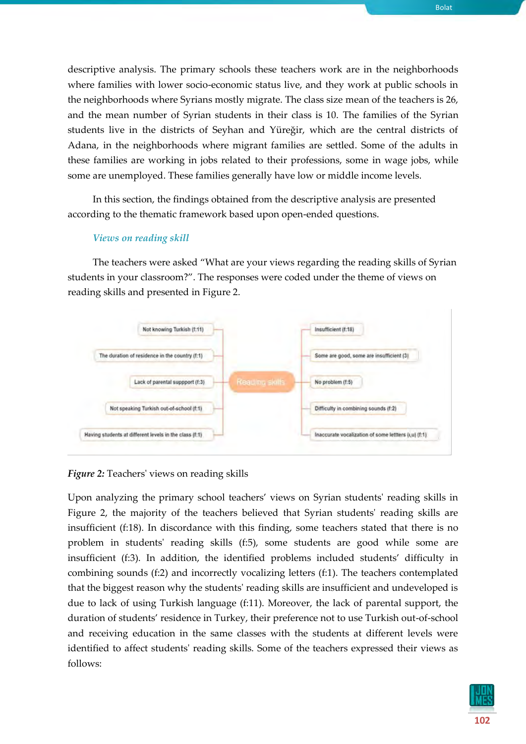descriptive analysis. The primary schools these teachers work are in the neighborhoods where families with lower socio-economic status live, and they work at public schools in the neighborhoods where Syrians mostly migrate. The class size mean of the teachers is 26, and the mean number of Syrian students in their class is 10. The families of the Syrian students live in the districts of Seyhan and Yüreğir, which are the central districts of Adana, in the neighborhoods where migrant families are settled. Some of the adults in these families are working in jobs related to their professions, some in wage jobs, while some are unemployed. These families generally have low or middle income levels.

In this section, the findings obtained from the descriptive analysis are presented according to the thematic framework based upon open-ended questions.

### *Views on reading skill*

The teachers were asked "What are your views regarding the reading skills of Syrian students in your classroom?". The responses were coded under the theme of views on reading skills and presented in Figure 2.

Reading skills

- Not knowing Turkish (f:11)
- The duration of residence in the country (f:1)
- Lack of parental suppport (f:3)
- Not speaking Turkish out-of-school (f:1)
- Having students at different levels in the class (f:1)
- Insufficient (f:18)
- Some are good, some are insufficient (3)
- No problem (f:5)
- Difficulty in combining sounds (f:2)
- Inaccurate vocalization of some lettters (ı,u) (f:1)

***Figure 2:*** Teachers' views on reading skills

Upon analyzing the primary school teachers' views on Syrian students' reading skills in Figure 2, the majority of the teachers believed that Syrian students' reading skills are insufficient (f:18). In discordance with this finding, some teachers stated that there is no problem in students' reading skills (f:5), some students are good while some are insufficient (f:3). In addition, the identified problems included students' difficulty in combining sounds (f:2) and incorrectly vocalizing letters (f:1). The teachers contemplated that the biggest reason why the students' reading skills are insufficient and undeveloped is due to lack of using Turkish language (f:11). Moreover, the lack of parental support, the duration of students' residence in Turkey, their preference not to use Turkish out-of-school and receiving education in the same classes with the students at different levels were identified to affect students' reading skills. Some of the teachers expressed their views as follows: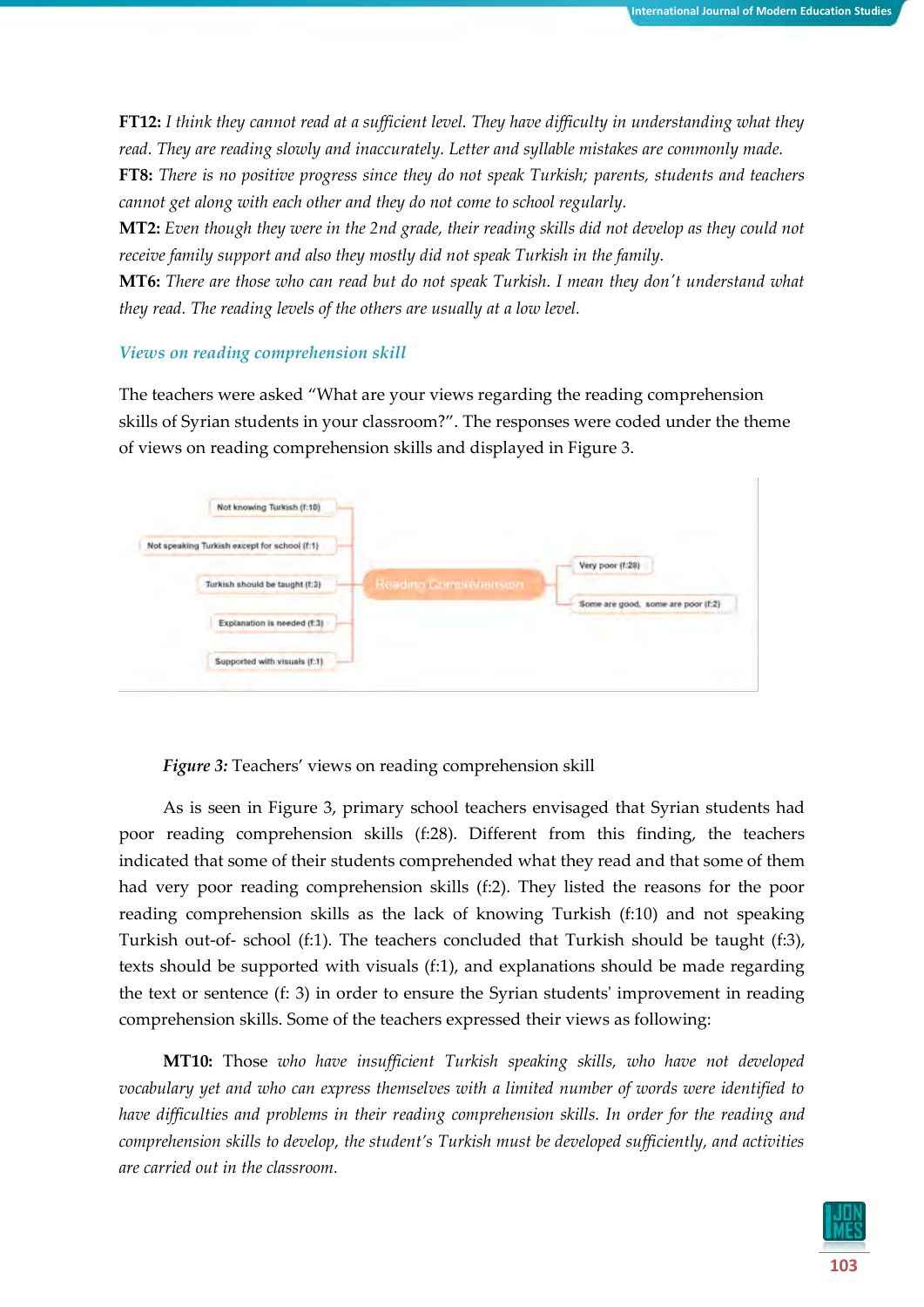**FT12:** *I think they cannot read at a sufficient level. They have difficulty in understanding what they read. They are reading slowly and inaccurately. Letter and syllable mistakes are commonly made.*

**FT8:** *There is no positive progress since they do not speak Turkish; parents, students and teachers cannot get along with each other and they do not come to school regularly.*

**MT2:** *Even though they were in the 2nd grade, their reading skills did not develop as they could not receive family support and also they mostly did not speak Turkish in the family.*

**MT6:** *There are those who can read but do not speak Turkish. I mean they don't understand what they read. The reading levels of the others are usually at a low level.*

### *Views on reading comprehension skill*

The teachers were asked "What are your views regarding the reading comprehension skills of Syrian students in your classroom?". The responses were coded under the theme of views on reading comprehension skills and displayed in Figure 3.

Not knowing Turkish (f:10)
Not speaking Turkish except for school (f:1)
Turkish should be taught (f:3)
Explanation is needed (f:3)
Supported with visuals (f:1)
Reading Comprehension
Very poor (f:28)
Some are good, some are poor (f:2)

*Figure 3:* Teachers' views on reading comprehension skill

As is seen in Figure 3, primary school teachers envisaged that Syrian students had poor reading comprehension skills (f:28). Different from this finding, the teachers indicated that some of their students comprehended what they read and that some of them had very poor reading comprehension skills (f:2). They listed the reasons for the poor reading comprehension skills as the lack of knowing Turkish (f:10) and not speaking Turkish out-of- school (f:1). The teachers concluded that Turkish should be taught (f:3), texts should be supported with visuals (f:1), and explanations should be made regarding the text or sentence (f: 3) in order to ensure the Syrian students' improvement in reading comprehension skills. Some of the teachers expressed their views as following:

**MT10:** Those *who have insufficient Turkish speaking skills, who have not developed vocabulary yet and who can express themselves with a limited number of words were identified to have difficulties and problems in their reading comprehension skills. In order for the reading and comprehension skills to develop, the student's Turkish must be developed sufficiently, and activities are carried out in the classroom.*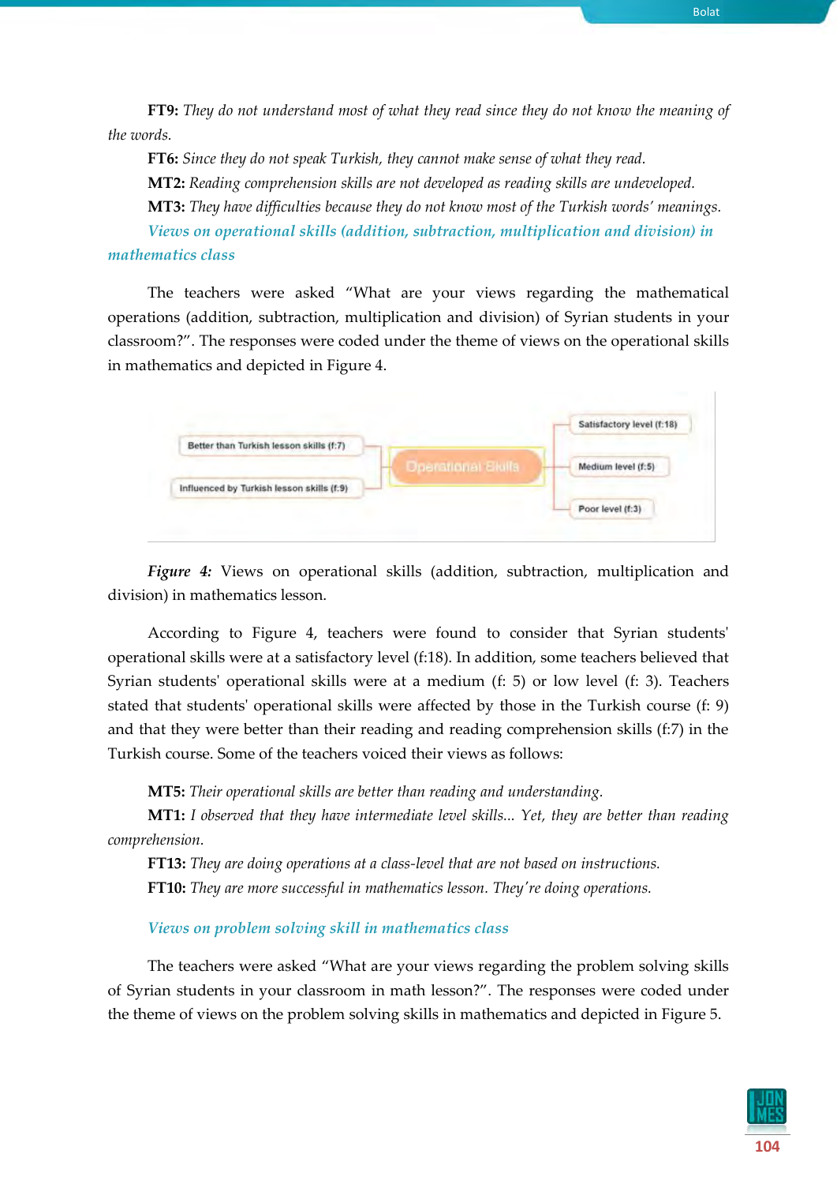**FT9:** *They do not understand most of what they read since they do not know the meaning of the words.*

**FT6:** *Since they do not speak Turkish, they cannot make sense of what they read.*

**MT2:** *Reading comprehension skills are not developed as reading skills are undeveloped.*

**MT3:** *They have difficulties because they do not know most of the Turkish words' meanings.*

### *Views on operational skills (addition, subtraction, multiplication and division) in mathematics class*

The teachers were asked "What are your views regarding the mathematical operations (addition, subtraction, multiplication and division) of Syrian students in your classroom?". The responses were coded under the theme of views on the operational skills in mathematics and depicted in Figure 4.

Better than Turkish lesson skills (f:7)
Influenced by Turkish lesson skills (f:9)
Operational Skills
Satisfactory level (f:18)
Medium level (f:5)
Poor level (f:3)

***Figure 4:*** Views on operational skills (addition, subtraction, multiplication and division) in mathematics lesson.

According to Figure 4, teachers were found to consider that Syrian students' operational skills were at a satisfactory level (f:18). In addition, some teachers believed that Syrian students' operational skills were at a medium (f: 5) or low level (f: 3). Teachers stated that students' operational skills were affected by those in the Turkish course (f: 9) and that they were better than their reading and reading comprehension skills (f:7) in the Turkish course. Some of the teachers voiced their views as follows:

**MT5:** *Their operational skills are better than reading and understanding.*

**MT1:** *I observed that they have intermediate level skills... Yet, they are better than reading comprehension.*

**FT13:** *They are doing operations at a class-level that are not based on instructions.*

**FT10:** *They are more successful in mathematics lesson. They're doing operations.*

### *Views on problem solving skill in mathematics class*

The teachers were asked "What are your views regarding the problem solving skills of Syrian students in your classroom in math lesson?". The responses were coded under the theme of views on the problem solving skills in mathematics and depicted in Figure 5.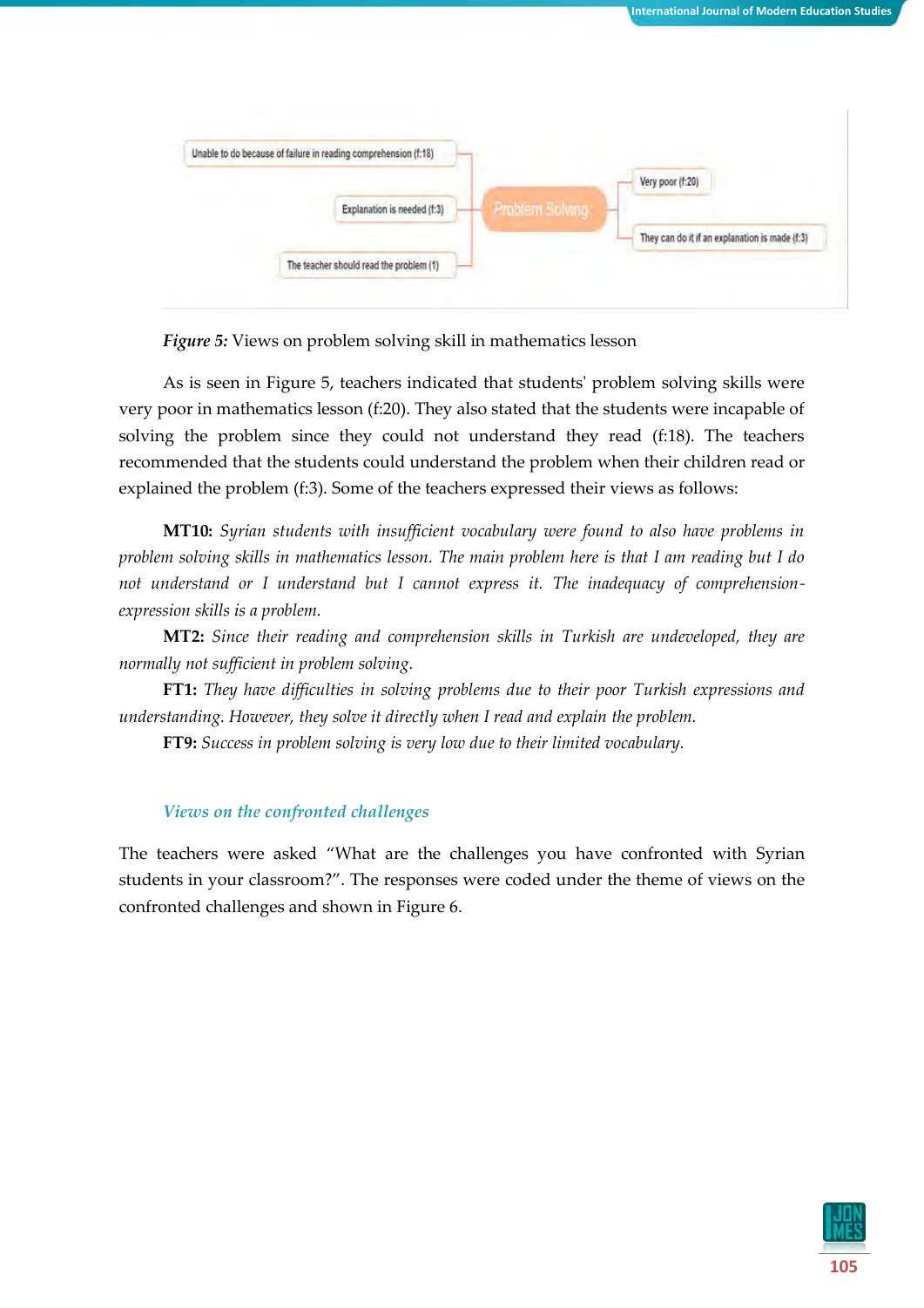Unable to do because of failure in reading comprehension (f:18)

Explanation is needed (f:3)

The teacher should read the problem (1)

Problem Solving

Very poor (f:20)

They can do it if an explanation is made (f:3)

*Figure 5:* Views on problem solving skill in mathematics lesson

As is seen in Figure 5, teachers indicated that students' problem solving skills were very poor in mathematics lesson (f:20). They also stated that the students were incapable of solving the problem since they could not understand they read (f:18). The teachers recommended that the students could understand the problem when their children read or explained the problem (f:3). Some of the teachers expressed their views as follows:

**MT10:** *Syrian students with insufficient vocabulary were found to also have problems in problem solving skills in mathematics lesson. The main problem here is that I am reading but I do not understand or I understand but I cannot express it. The inadequacy of comprehension-expression skills is a problem.*

**MT2:** *Since their reading and comprehension skills in Turkish are undeveloped, they are normally not sufficient in problem solving.*

**FT1:** *They have difficulties in solving problems due to their poor Turkish expressions and understanding. However, they solve it directly when I read and explain the problem.*

**FT9:** *Success in problem solving is very low due to their limited vocabulary.*

### *Views on the confronted challenges*

The teachers were asked "What are the challenges you have confronted with Syrian students in your classroom?". The responses were coded under the theme of views on the confronted challenges and shown in Figure 6.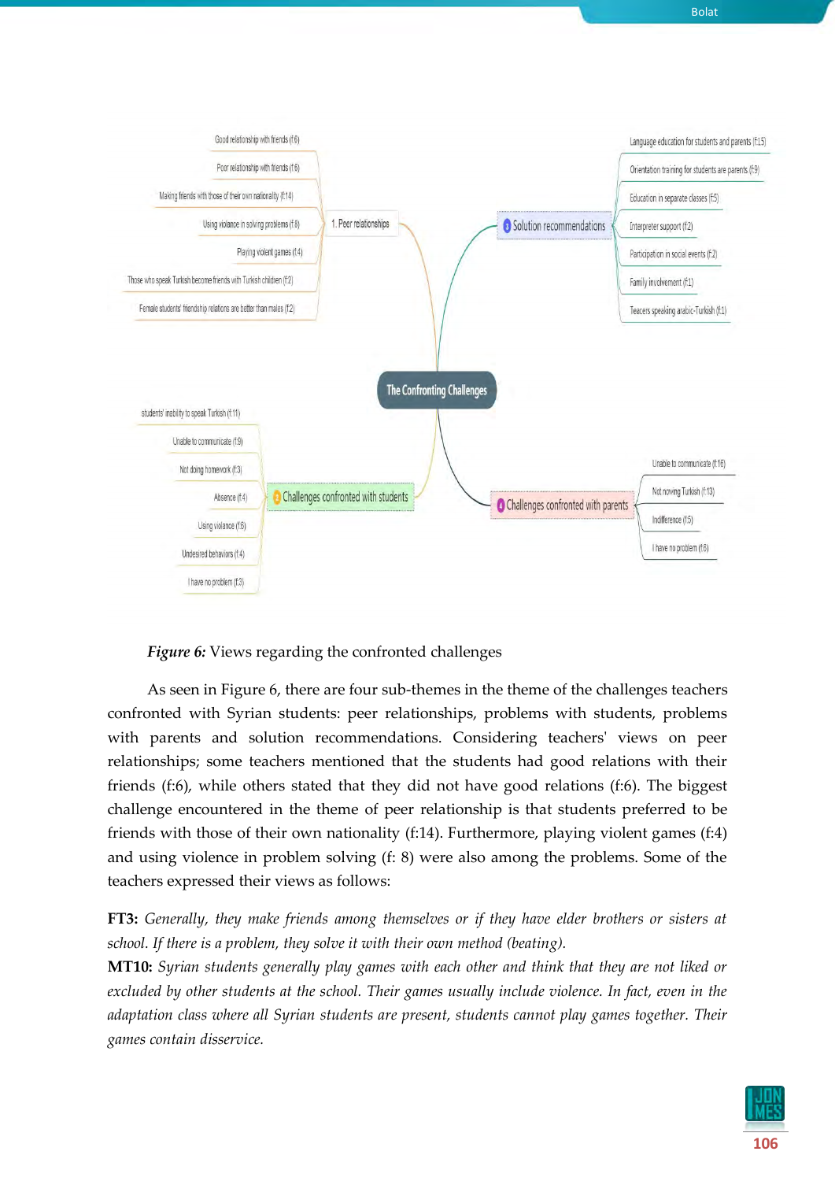*Figure 6:* Views regarding the confronted challenges

As seen in Figure 6, there are four sub-themes in the theme of the challenges teachers confronted with Syrian students: peer relationships, problems with students, problems with parents and solution recommendations. Considering teachers' views on peer relationships; some teachers mentioned that the students had good relations with their friends (f:6), while others stated that they did not have good relations (f:6). The biggest challenge encountered in the theme of peer relationship is that students preferred to be friends with those of their own nationality (f:14). Furthermore, playing violent games (f:4) and using violence in problem solving (f: 8) were also among the problems. Some of the teachers expressed their views as follows:

**FT3:** *Generally, they make friends among themselves or if they have elder brothers or sisters at school. If there is a problem, they solve it with their own method (beating).*

**MT10:** *Syrian students generally play games with each other and think that they are not liked or excluded by other students at the school. Their games usually include violence. In fact, even in the adaptation class where all Syrian students are present, students cannot play games together. Their games contain disservice.*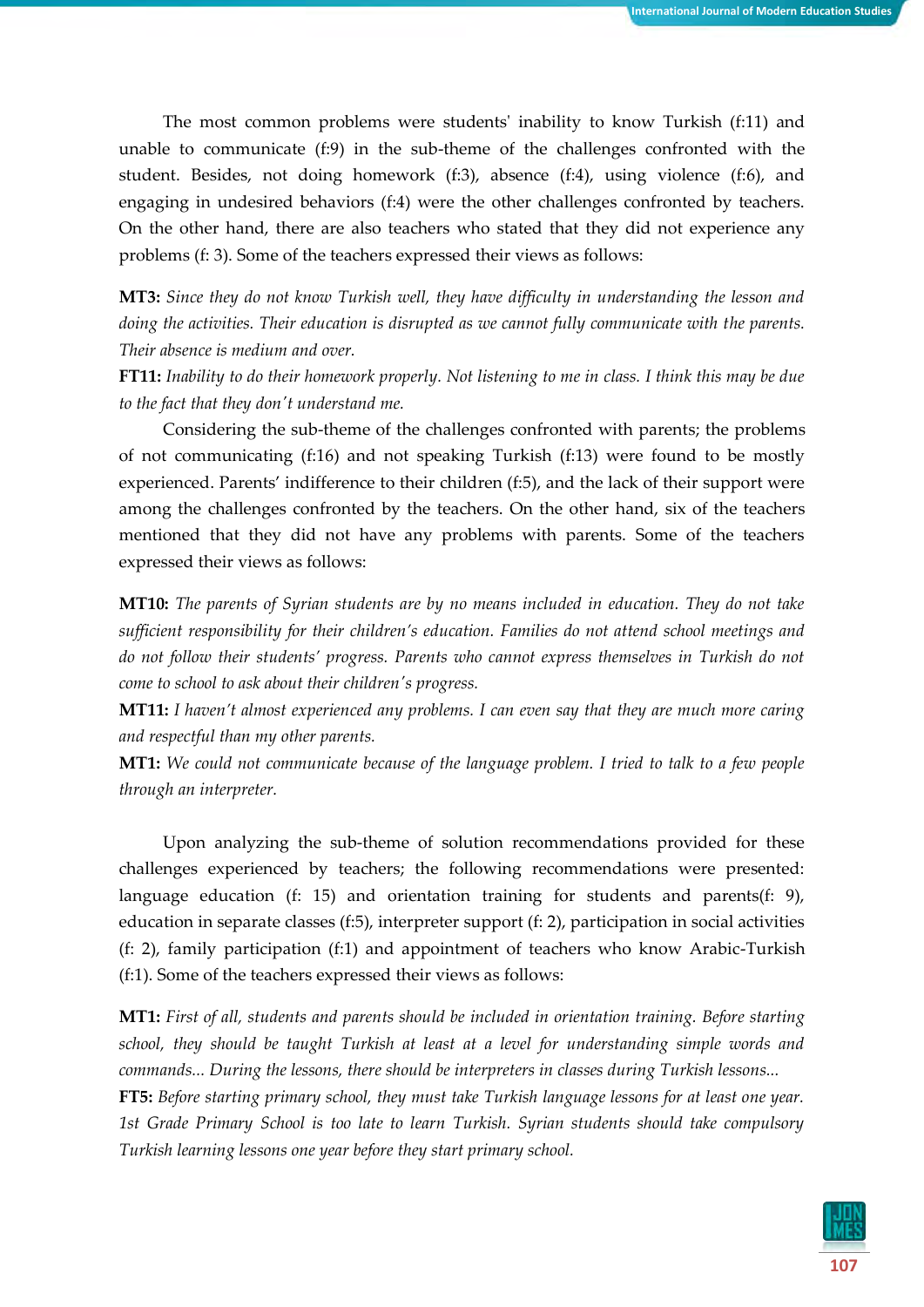The most common problems were students' inability to know Turkish (f:11) and unable to communicate (f:9) in the sub-theme of the challenges confronted with the student. Besides, not doing homework (f:3), absence (f:4), using violence (f:6), and engaging in undesired behaviors (f:4) were the other challenges confronted by teachers. On the other hand, there are also teachers who stated that they did not experience any problems (f: 3). Some of the teachers expressed their views as follows:

**MT3:** *Since they do not know Turkish well, they have difficulty in understanding the lesson and doing the activities. Their education is disrupted as we cannot fully communicate with the parents. Their absence is medium and over.*

**FT11:** *Inability to do their homework properly. Not listening to me in class. I think this may be due to the fact that they don't understand me.*

Considering the sub-theme of the challenges confronted with parents; the problems of not communicating (f:16) and not speaking Turkish (f:13) were found to be mostly experienced. Parents' indifference to their children (f:5), and the lack of their support were among the challenges confronted by the teachers. On the other hand, six of the teachers mentioned that they did not have any problems with parents. Some of the teachers expressed their views as follows:

**MT10:** *The parents of Syrian students are by no means included in education. They do not take sufficient responsibility for their children's education. Families do not attend school meetings and do not follow their students' progress. Parents who cannot express themselves in Turkish do not come to school to ask about their children's progress.*

**MT11:** *I haven't almost experienced any problems. I can even say that they are much more caring and respectful than my other parents.*

**MT1:** *We could not communicate because of the language problem. I tried to talk to a few people through an interpreter.*

Upon analyzing the sub-theme of solution recommendations provided for these challenges experienced by teachers; the following recommendations were presented: language education (f: 15) and orientation training for students and parents(f: 9), education in separate classes (f:5), interpreter support (f: 2), participation in social activities (f: 2), family participation (f:1) and appointment of teachers who know Arabic-Turkish (f:1). Some of the teachers expressed their views as follows:

**MT1:** *First of all, students and parents should be included in orientation training. Before starting school, they should be taught Turkish at least at a level for understanding simple words and commands... During the lessons, there should be interpreters in classes during Turkish lessons...*

**FT5:** *Before starting primary school, they must take Turkish language lessons for at least one year. 1st Grade Primary School is too late to learn Turkish. Syrian students should take compulsory Turkish learning lessons one year before they start primary school.*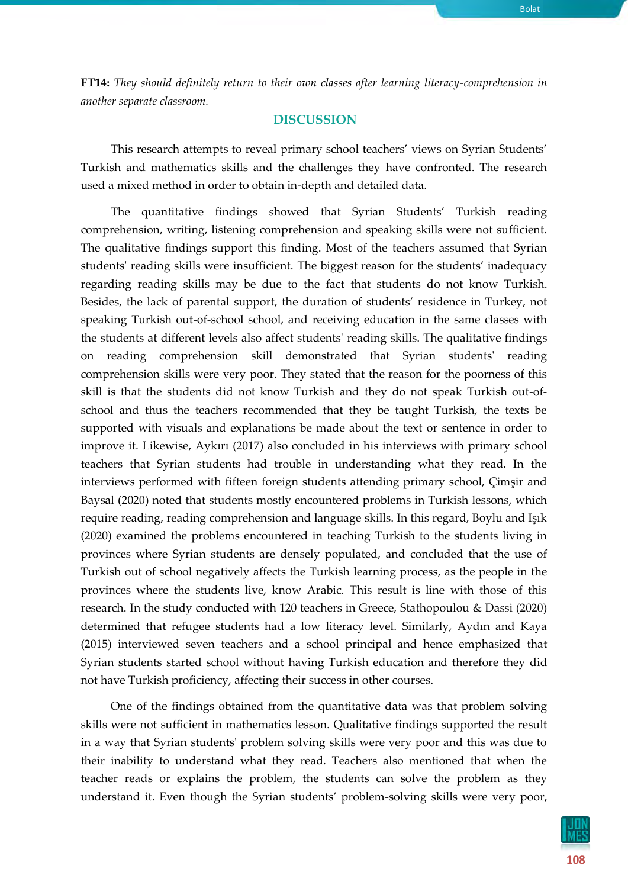**FT14:** *They should definitely return to their own classes after learning literacy-comprehension in another separate classroom.*

## DISCUSSION

This research attempts to reveal primary school teachers' views on Syrian Students' Turkish and mathematics skills and the challenges they have confronted. The research used a mixed method in order to obtain in-depth and detailed data.

The quantitative findings showed that Syrian Students' Turkish reading comprehension, writing, listening comprehension and speaking skills were not sufficient. The qualitative findings support this finding. Most of the teachers assumed that Syrian students' reading skills were insufficient. The biggest reason for the students' inadequacy regarding reading skills may be due to the fact that students do not know Turkish. Besides, the lack of parental support, the duration of students' residence in Turkey, not speaking Turkish out-of-school school, and receiving education in the same classes with the students at different levels also affect students' reading skills. The qualitative findings on reading comprehension skill demonstrated that Syrian students' reading comprehension skills were very poor. They stated that the reason for the poorness of this skill is that the students did not know Turkish and they do not speak Turkish out-of-school and thus the teachers recommended that they be taught Turkish, the texts be supported with visuals and explanations be made about the text or sentence in order to improve it. Likewise, Aykırı (2017) also concluded in his interviews with primary school teachers that Syrian students had trouble in understanding what they read. In the interviews performed with fifteen foreign students attending primary school, Çimşir and Baysal (2020) noted that students mostly encountered problems in Turkish lessons, which require reading, reading comprehension and language skills. In this regard, Boylu and Işık (2020) examined the problems encountered in teaching Turkish to the students living in provinces where Syrian students are densely populated, and concluded that the use of Turkish out of school negatively affects the Turkish learning process, as the people in the provinces where the students live, know Arabic. This result is line with those of this research. In the study conducted with 120 teachers in Greece, Stathopoulou & Dassi (2020) determined that refugee students had a low literacy level. Similarly, Aydın and Kaya (2015) interviewed seven teachers and a school principal and hence emphasized that Syrian students started school without having Turkish education and therefore they did not have Turkish proficiency, affecting their success in other courses.

One of the findings obtained from the quantitative data was that problem solving skills were not sufficient in mathematics lesson. Qualitative findings supported the result in a way that Syrian students' problem solving skills were very poor and this was due to their inability to understand what they read. Teachers also mentioned that when the teacher reads or explains the problem, the students can solve the problem as they understand it. Even though the Syrian students' problem-solving skills were very poor,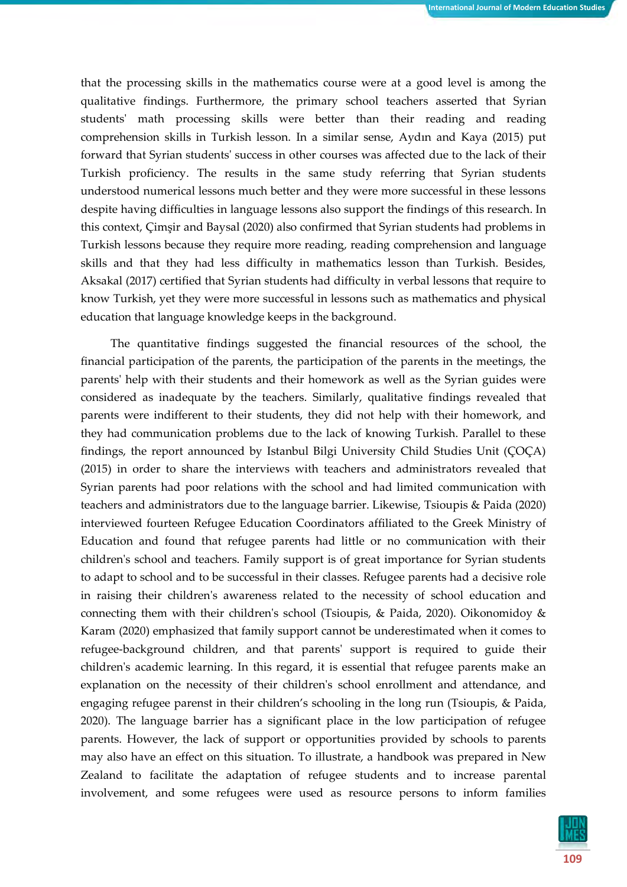that the processing skills in the mathematics course were at a good level is among the qualitative findings. Furthermore, the primary school teachers asserted that Syrian students' math processing skills were better than their reading and reading comprehension skills in Turkish lesson. In a similar sense, Aydın and Kaya (2015) put forward that Syrian students' success in other courses was affected due to the lack of their Turkish proficiency. The results in the same study referring that Syrian students understood numerical lessons much better and they were more successful in these lessons despite having difficulties in language lessons also support the findings of this research. In this context, Çimşir and Baysal (2020) also confirmed that Syrian students had problems in Turkish lessons because they require more reading, reading comprehension and language skills and that they had less difficulty in mathematics lesson than Turkish. Besides, Aksakal (2017) certified that Syrian students had difficulty in verbal lessons that require to know Turkish, yet they were more successful in lessons such as mathematics and physical education that language knowledge keeps in the background.

The quantitative findings suggested the financial resources of the school, the financial participation of the parents, the participation of the parents in the meetings, the parents' help with their students and their homework as well as the Syrian guides were considered as inadequate by the teachers. Similarly, qualitative findings revealed that parents were indifferent to their students, they did not help with their homework, and they had communication problems due to the lack of knowing Turkish. Parallel to these findings, the report announced by Istanbul Bilgi University Child Studies Unit (ÇOÇA) (2015) in order to share the interviews with teachers and administrators revealed that Syrian parents had poor relations with the school and had limited communication with teachers and administrators due to the language barrier. Likewise, Tsioupis & Paida (2020) interviewed fourteen Refugee Education Coordinators affiliated to the Greek Ministry of Education and found that refugee parents had little or no communication with their children's school and teachers. Family support is of great importance for Syrian students to adapt to school and to be successful in their classes. Refugee parents had a decisive role in raising their children's awareness related to the necessity of school education and connecting them with their children's school (Tsioupis, & Paida, 2020). Oikonomidoy & Karam (2020) emphasized that family support cannot be underestimated when it comes to refugee-background children, and that parents' support is required to guide their children's academic learning. In this regard, it is essential that refugee parents make an explanation on the necessity of their children's school enrollment and attendance, and engaging refugee parenst in their children's schooling in the long run (Tsioupis, & Paida, 2020). The language barrier has a significant place in the low participation of refugee parents. However, the lack of support or opportunities provided by schools to parents may also have an effect on this situation. To illustrate, a handbook was prepared in New Zealand to facilitate the adaptation of refugee students and to increase parental involvement, and some refugees were used as resource persons to inform families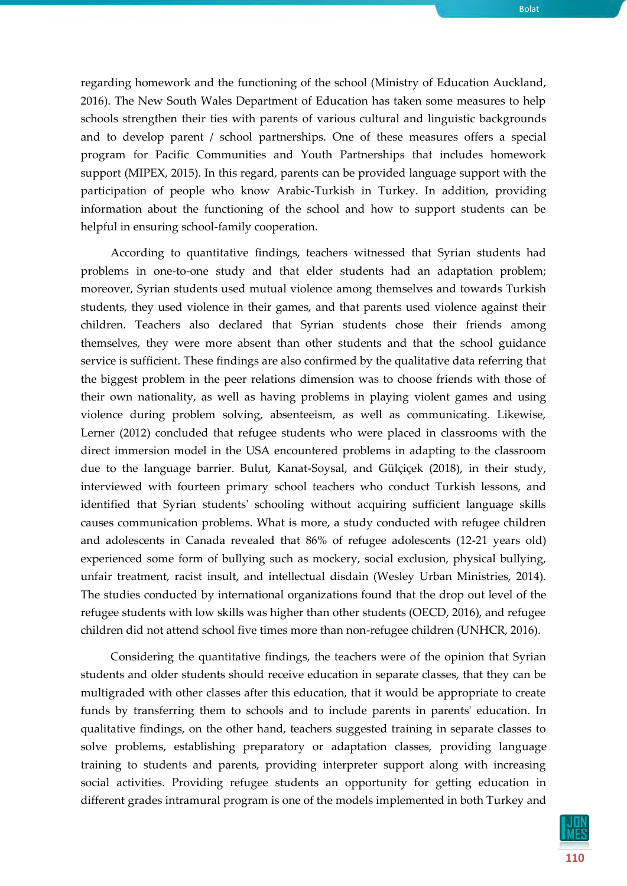regarding homework and the functioning of the school (Ministry of Education Auckland, 2016). The New South Wales Department of Education has taken some measures to help schools strengthen their ties with parents of various cultural and linguistic backgrounds and to develop parent / school partnerships. One of these measures offers a special program for Pacific Communities and Youth Partnerships that includes homework support (MIPEX, 2015). In this regard, parents can be provided language support with the participation of people who know Arabic-Turkish in Turkey. In addition, providing information about the functioning of the school and how to support students can be helpful in ensuring school-family cooperation.

According to quantitative findings, teachers witnessed that Syrian students had problems in one-to-one study and that elder students had an adaptation problem; moreover, Syrian students used mutual violence among themselves and towards Turkish students, they used violence in their games, and that parents used violence against their children. Teachers also declared that Syrian students chose their friends among themselves, they were more absent than other students and that the school guidance service is sufficient. These findings are also confirmed by the qualitative data referring that the biggest problem in the peer relations dimension was to choose friends with those of their own nationality, as well as having problems in playing violent games and using violence during problem solving, absenteeism, as well as communicating. Likewise, Lerner (2012) concluded that refugee students who were placed in classrooms with the direct immersion model in the USA encountered problems in adapting to the classroom due to the language barrier. Bulut, Kanat-Soysal, and Gülçiçek (2018), in their study, interviewed with fourteen primary school teachers who conduct Turkish lessons, and identified that Syrian students' schooling without acquiring sufficient language skills causes communication problems. What is more, a study conducted with refugee children and adolescents in Canada revealed that 86% of refugee adolescents (12-21 years old) experienced some form of bullying such as mockery, social exclusion, physical bullying, unfair treatment, racist insult, and intellectual disdain (Wesley Urban Ministries, 2014). The studies conducted by international organizations found that the drop out level of the refugee students with low skills was higher than other students (OECD, 2016), and refugee children did not attend school five times more than non-refugee children (UNHCR, 2016).

Considering the quantitative findings, the teachers were of the opinion that Syrian students and older students should receive education in separate classes, that they can be multigraded with other classes after this education, that it would be appropriate to create funds by transferring them to schools and to include parents in parents' education. In qualitative findings, on the other hand, teachers suggested training in separate classes to solve problems, establishing preparatory or adaptation classes, providing language training to students and parents, providing interpreter support along with increasing social activities. Providing refugee students an opportunity for getting education in different grades intramural program is one of the models implemented in both Turkey and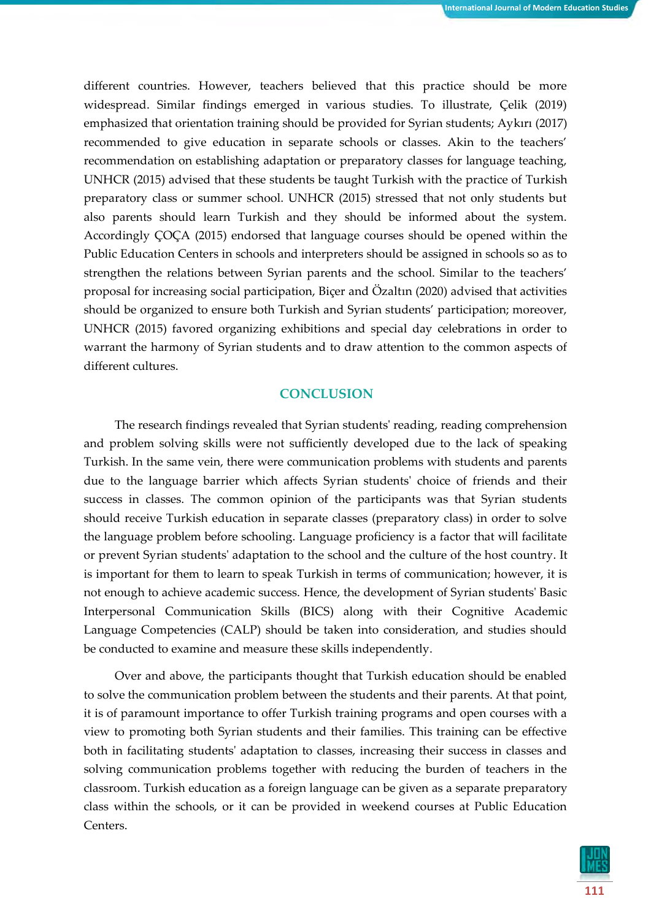different countries. However, teachers believed that this practice should be more widespread. Similar findings emerged in various studies. To illustrate, Çelik (2019) emphasized that orientation training should be provided for Syrian students; Aykırı (2017) recommended to give education in separate schools or classes. Akin to the teachers' recommendation on establishing adaptation or preparatory classes for language teaching, UNHCR (2015) advised that these students be taught Turkish with the practice of Turkish preparatory class or summer school. UNHCR (2015) stressed that not only students but also parents should learn Turkish and they should be informed about the system. Accordingly ÇOÇA (2015) endorsed that language courses should be opened within the Public Education Centers in schools and interpreters should be assigned in schools so as to strengthen the relations between Syrian parents and the school. Similar to the teachers' proposal for increasing social participation, Biçer and Özaltın (2020) advised that activities should be organized to ensure both Turkish and Syrian students' participation; moreover, UNHCR (2015) favored organizing exhibitions and special day celebrations in order to warrant the harmony of Syrian students and to draw attention to the common aspects of different cultures.

## CONCLUSION

The research findings revealed that Syrian students' reading, reading comprehension and problem solving skills were not sufficiently developed due to the lack of speaking Turkish. In the same vein, there were communication problems with students and parents due to the language barrier which affects Syrian students' choice of friends and their success in classes. The common opinion of the participants was that Syrian students should receive Turkish education in separate classes (preparatory class) in order to solve the language problem before schooling. Language proficiency is a factor that will facilitate or prevent Syrian students' adaptation to the school and the culture of the host country. It is important for them to learn to speak Turkish in terms of communication; however, it is not enough to achieve academic success. Hence, the development of Syrian students' Basic Interpersonal Communication Skills (BICS) along with their Cognitive Academic Language Competencies (CALP) should be taken into consideration, and studies should be conducted to examine and measure these skills independently.

Over and above, the participants thought that Turkish education should be enabled to solve the communication problem between the students and their parents. At that point, it is of paramount importance to offer Turkish training programs and open courses with a view to promoting both Syrian students and their families. This training can be effective both in facilitating students' adaptation to classes, increasing their success in classes and solving communication problems together with reducing the burden of teachers in the classroom. Turkish education as a foreign language can be given as a separate preparatory class within the schools, or it can be provided in weekend courses at Public Education Centers.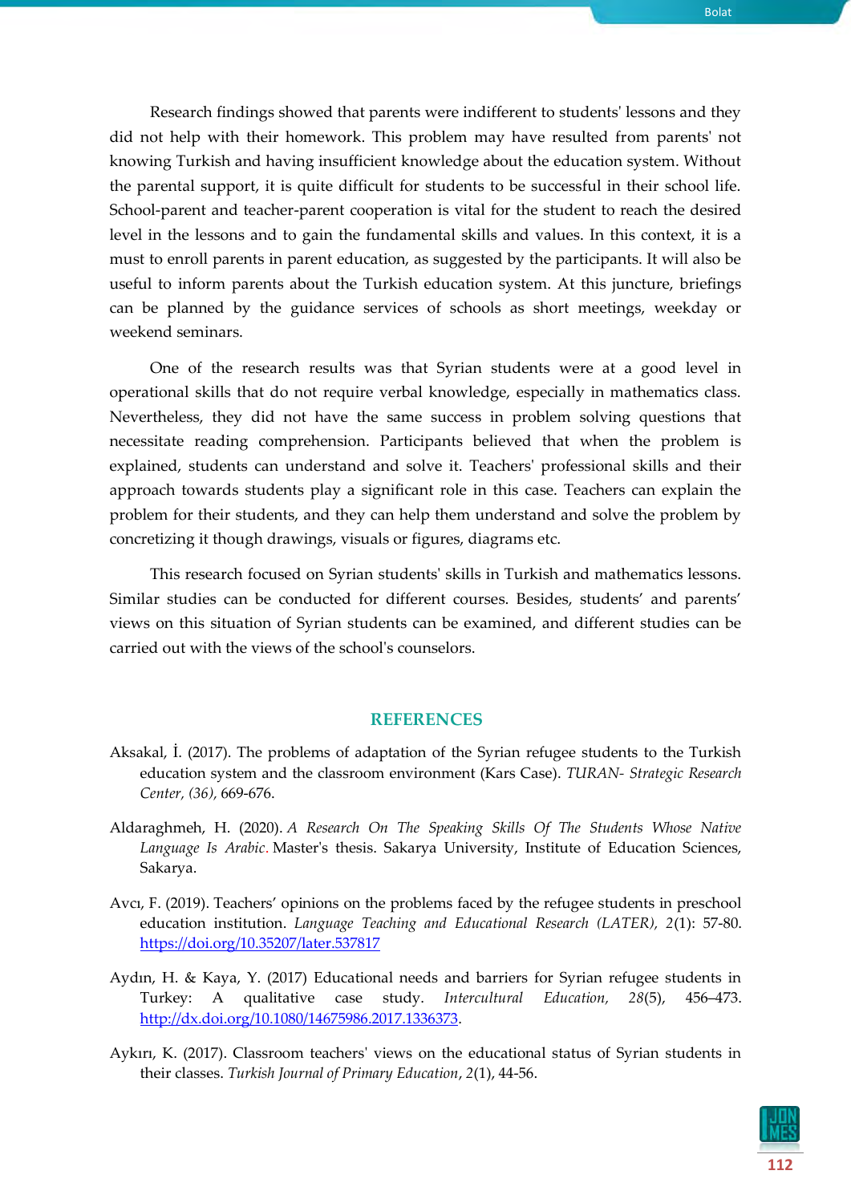Research findings showed that parents were indifferent to students' lessons and they did not help with their homework. This problem may have resulted from parents' not knowing Turkish and having insufficient knowledge about the education system. Without the parental support, it is quite difficult for students to be successful in their school life. School-parent and teacher-parent cooperation is vital for the student to reach the desired level in the lessons and to gain the fundamental skills and values. In this context, it is a must to enroll parents in parent education, as suggested by the participants. It will also be useful to inform parents about the Turkish education system. At this juncture, briefings can be planned by the guidance services of schools as short meetings, weekday or weekend seminars.

One of the research results was that Syrian students were at a good level in operational skills that do not require verbal knowledge, especially in mathematics class. Nevertheless, they did not have the same success in problem solving questions that necessitate reading comprehension. Participants believed that when the problem is explained, students can understand and solve it. Teachers' professional skills and their approach towards students play a significant role in this case. Teachers can explain the problem for their students, and they can help them understand and solve the problem by concretizing it though drawings, visuals or figures, diagrams etc.

This research focused on Syrian students' skills in Turkish and mathematics lessons. Similar studies can be conducted for different courses. Besides, students' and parents' views on this situation of Syrian students can be examined, and different studies can be carried out with the views of the school's counselors.

## REFERENCES

Aksakal, İ. (2017). The problems of adaptation of the Syrian refugee students to the Turkish education system and the classroom environment (Kars Case). *TURAN- Strategic Research Center, (36),* 669-676.

Aldaraghmeh, H. (2020). *A Research On The Speaking Skills Of The Students Whose Native Language Is Arabic.* Master's thesis. Sakarya University, Institute of Education Sciences, Sakarya.

Avcı, F. (2019). Teachers' opinions on the problems faced by the refugee students in preschool education institution. *Language Teaching and Educational Research (LATER), 2*(1): 57-80. https://doi.org/10.35207/later.537817

Aydın, H. & Kaya, Y. (2017) Educational needs and barriers for Syrian refugee students in Turkey: A qualitative case study. *Intercultural Education, 28*(5), 456–473. http://dx.doi.org/10.1080/14675986.2017.1336373.

Aykırı, K. (2017). Classroom teachers' views on the educational status of Syrian students in their classes. *Turkish Journal of Primary Education*, *2*(1), 44-56.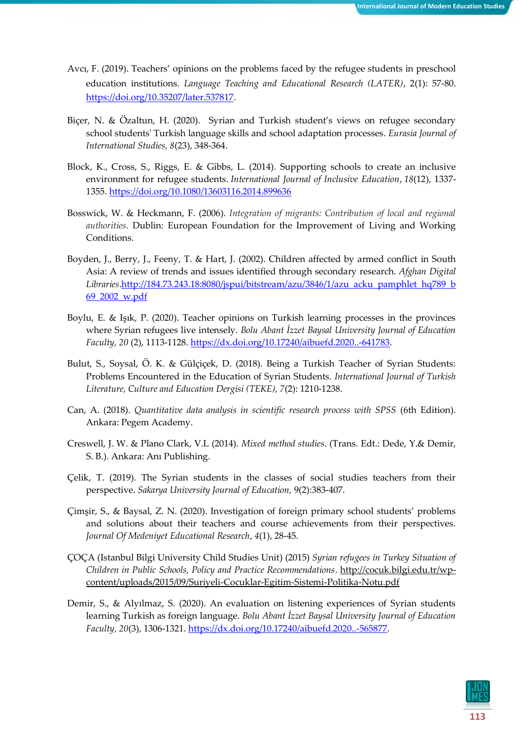Avcı, F. (2019). Teachers' opinions on the problems faced by the refugee students in preschool education institutions. *Language Teaching and Educational Research (LATER)*, 2(1): 57-80. https://doi.org/10.35207/later.537817.

Biçer, N. & Özaltun, H. (2020). Syrian and Turkish student's views on refugee secondary school students' Turkish language skills and school adaptation processes. *Eurasia Journal of International Studies*, *8*(23), 348-364.

Block, K., Cross, S., Riggs, E. & Gibbs, L. (2014). Supporting schools to create an inclusive environment for refugee students. *International Journal of Inclusive Education*, *18*(12), 1337-1355. https://doi.org/10.1080/13603116.2014.899636

Bosswick, W. & Heckmann, F. (2006). *Integration of migrants: Contribution of local and regional authorities*. Dublin: European Foundation for the Improvement of Living and Working Conditions.

Boyden, J., Berry, J., Feeny, T. & Hart, J. (2002). Children affected by armed conflict in South Asia: A review of trends and issues identified through secondary research. *Afghan Digital Libraries*.http://184.73.243.18:8080/jspui/bitstream/azu/3846/1/azu_acku_pamphlet_hq789_b69_2002_w.pdf

Boylu, E. & Işık, P. (2020). Teacher opinions on Turkish learning processes in the provinces where Syrian refugees live intensely. *Bolu Abant İzzet Baysal University Journal of Education Faculty, 20* (2), 1113-1128. https://dx.doi.org/10.17240/aibuefd.2020..-641783.

Bulut, S., Soysal, Ö. K. & Gülçiçek, D. (2018). Being a Turkish Teacher of Syrian Students: Problems Encountered in the Education of Syrian Students. *International Journal of Turkish Literature, Culture and Education Dergisi (TEKE), 7*(2): 1210-1238.

Can, A. (2018). *Quantitative data analysis in scientific research process with SPSS* (6th Edition). Ankara: Pegem Academy.

Creswell, J. W. & Plano Clark, V.L (2014). *Mixed method studies*. (Trans. Edt.: Dede, Y.& Demir, S. B.). Ankara: Anı Publishing.

Çelik, T. (2019). The Syrian students in the classes of social studies teachers from their perspective. *Sakarya University Journal of Education*, 9(2):383-407.

Çimşir, S., & Baysal, Z. N. (2020). Investigation of foreign primary school students' problems and solutions about their teachers and course achievements from their perspectives. *Journal Of Medeniyet Educational Research*, *4*(1), 28-45.

ÇOÇA (Istanbul Bilgi University Child Studies Unit) (2015) *Syrian refugees in Turkey Situation of Children in Public Schools, Policy and Practice Recommendations*. http://cocuk.bilgi.edu.tr/wp-content/uploads/2015/09/Suriyeli-Cocuklar-Egitim-Sistemi-Politika-Notu.pdf

Demir, S., & Alyılmaz, S. (2020). An evaluation on listening experiences of Syrian students learning Turkish as foreign language. *Bolu Abant İzzet Baysal University Journal of Education Faculty, 20*(3), 1306-1321. https://dx.doi.org/10.17240/aibuefd.2020..-565877.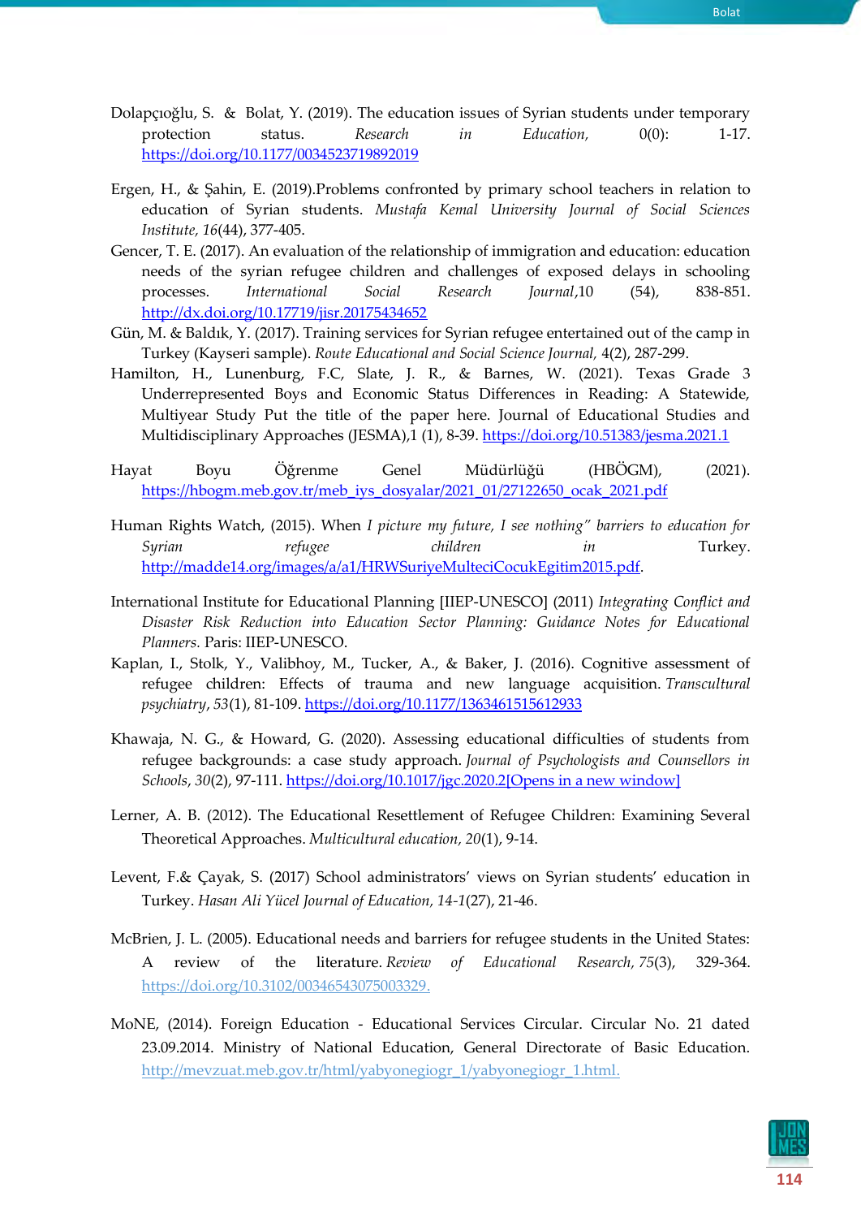Dolapçıoğlu, S. & Bolat, Y. (2019). The education issues of Syrian students under temporary protection status. *Research in Education,* 0(0): 1-17. https://doi.org/10.1177/0034523719892019

Ergen, H., & Şahin, E. (2019).Problems confronted by primary school teachers in relation to education of Syrian students. *Mustafa Kemal University Journal of Social Sciences Institute, 16*(44), 377-405.

Gencer, T. E. (2017). An evaluation of the relationship of immigration and education: education needs of the syrian refugee children and challenges of exposed delays in schooling processes. *International Social Research Journal*,10 (54), 838-851. http://dx.doi.org/10.17719/jisr.20175434652

Gün, M. & Baldık, Y. (2017). Training services for Syrian refugee entertained out of the camp in Turkey (Kayseri sample). *Route Educational and Social Science Journal,* 4(2), 287-299.

Hamilton, H., Lunenburg, F.C, Slate, J. R., & Barnes, W. (2021). Texas Grade 3 Underrepresented Boys and Economic Status Differences in Reading: A Statewide, Multiyear Study Put the title of the paper here. Journal of Educational Studies and Multidisciplinary Approaches (JESMA),1 (1), 8-39. https://doi.org/10.51383/jesma.2021.1

Hayat Boyu Öğrenme Genel Müdürlüğü (HBÖGM), (2021). https://hbogm.meb.gov.tr/meb_iys_dosyalar/2021_01/27122650_ocak_2021.pdf

Human Rights Watch, (2015). When *I picture my future, I see nothing" barriers to education for Syrian refugee children in* Turkey. http://madde14.org/images/a/a1/HRWSuriyeMulteciCocukEgitim2015.pdf.

International Institute for Educational Planning [IIEP-UNESCO] (2011) *Integrating Conflict and Disaster Risk Reduction into Education Sector Planning: Guidance Notes for Educational Planners.* Paris: IIEP-UNESCO.

Kaplan, I., Stolk, Y., Valibhoy, M., Tucker, A., & Baker, J. (2016). Cognitive assessment of refugee children: Effects of trauma and new language acquisition. *Transcultural psychiatry*, *53*(1), 81-109. https://doi.org/10.1177/1363461515612933

Khawaja, N. G., & Howard, G. (2020). Assessing educational difficulties of students from refugee backgrounds: a case study approach. *Journal of Psychologists and Counsellors in Schools*, *30*(2), 97-111. https://doi.org/10.1017/jgc.2020.2[Opens in a new window]

Lerner, A. B. (2012). The Educational Resettlement of Refugee Children: Examining Several Theoretical Approaches. *Multicultural education, 20*(1), 9-14.

Levent, F.& Çayak, S. (2017) School administrators' views on Syrian students' education in Turkey. *Hasan Ali Yücel Journal of Education, 14-1*(27), 21-46.

McBrien, J. L. (2005). Educational needs and barriers for refugee students in the United States: A review of the literature. *Review of Educational Research, 75*(3), 329-364. https://doi.org/10.3102/00346543075003329.

MoNE, (2014). Foreign Education - Educational Services Circular. Circular No. 21 dated 23.09.2014. Ministry of National Education, General Directorate of Basic Education. http://mevzuat.meb.gov.tr/html/yabyonegiogr_1/yabyonegiogr_1.html.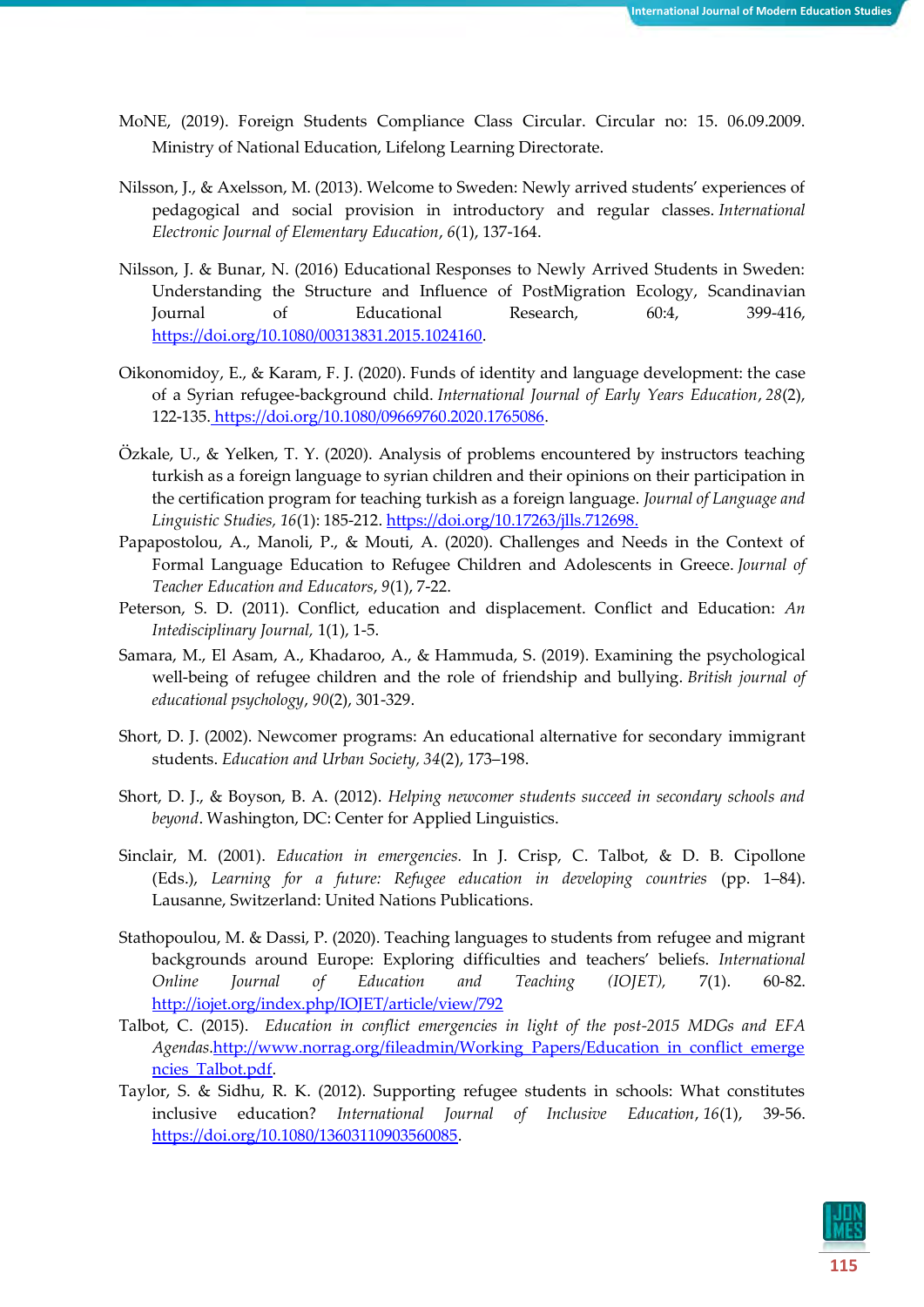MoNE, (2019). Foreign Students Compliance Class Circular. Circular no: 15. 06.09.2009. Ministry of National Education, Lifelong Learning Directorate.

Nilsson, J., & Axelsson, M. (2013). Welcome to Sweden: Newly arrived students' experiences of pedagogical and social provision in introductory and regular classes. *International Electronic Journal of Elementary Education*, *6*(1), 137-164.

Nilsson, J. & Bunar, N. (2016) Educational Responses to Newly Arrived Students in Sweden: Understanding the Structure and Influence of PostMigration Ecology, Scandinavian Journal of Educational Research, 60:4, 399-416, https://doi.org/10.1080/00313831.2015.1024160.

Oikonomidoy, E., & Karam, F. J. (2020). Funds of identity and language development: the case of a Syrian refugee-background child. *International Journal of Early Years Education*, *28*(2), 122-135. https://doi.org/10.1080/09669760.2020.1765086.

Özkale, U., & Yelken, T. Y. (2020). Analysis of problems encountered by instructors teaching turkish as a foreign language to syrian children and their opinions on their participation in the certification program for teaching turkish as a foreign language. *Journal of Language and Linguistic Studies, 16*(1): 185-212. https://doi.org/10.17263/jlls.712698.

Papapostolou, A., Manoli, P., & Mouti, A. (2020). Challenges and Needs in the Context of Formal Language Education to Refugee Children and Adolescents in Greece. *Journal of Teacher Education and Educators*, *9*(1), 7-22.

Peterson, S. D. (2011). Conflict, education and displacement. Conflict and Education: *An Intedisciplinary Journal,* 1(1), 1-5.

Samara, M., El Asam, A., Khadaroo, A., & Hammuda, S. (2019). Examining the psychological well‐being of refugee children and the role of friendship and bullying. *British journal of educational psychology*, *90*(2), 301-329.

Short, D. J. (2002). Newcomer programs: An educational alternative for secondary immigrant students. *Education and Urban Society, 34*(2), 173–198.

Short, D. J., & Boyson, B. A. (2012). *Helping newcomer students succeed in secondary schools and beyond*. Washington, DC: Center for Applied Linguistics.

Sinclair, M. (2001). *Education in emergencies.* In J. Crisp, C. Talbot, & D. B. Cipollone (Eds.), *Learning for a future: Refugee education in developing countries* (pp. 1–84). Lausanne, Switzerland: United Nations Publications.

Stathopoulou, M. & Dassi, P. (2020). Teaching languages to students from refugee and migrant backgrounds around Europe: Exploring difficulties and teachers' beliefs. *International Online Journal of Education and Teaching (IOJET),* 7(1). 60-82. http://iojet.org/index.php/IOJET/article/view/792

Talbot, C. (2015). *Education in conflict emergencies in light of the post-2015 MDGs and EFA Agendas.*http://www.norrag.org/fileadmin/Working_Papers/Education_in_conflict_emergencies_Talbot.pdf.

Taylor, S. & Sidhu, R. K. (2012). Supporting refugee students in schools: What constitutes inclusive education? *International Journal of Inclusive Education*, *16*(1), 39-56. https://doi.org/10.1080/13603110903560085.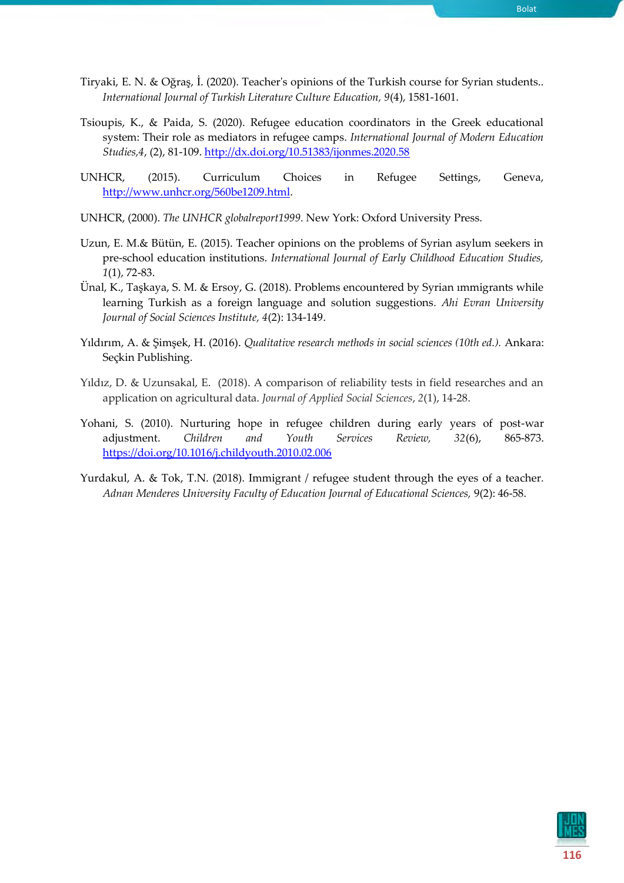Tiryaki, E. N. & Oğraş, İ. (2020). Teacher's opinions of the Turkish course for Syrian students.. *International Journal of Turkish Literature Culture Education*, *9*(4), 1581-1601.

Tsioupis, K., & Paida, S. (2020). Refugee education coordinators in the Greek educational system: Their role as mediators in refugee camps. *International Journal of Modern Education Studies,4*, (2), 81-109. http://dx.doi.org/10.51383/ijonmes.2020.58

UNHCR, (2015). Curriculum Choices in Refugee Settings, Geneva, http://www.unhcr.org/560be1209.html.

UNHCR, (2000). *The UNHCR globalreport1999*. New York: Oxford University Press.

Uzun, E. M.& Bütün, E. (2015). Teacher opinions on the problems of Syrian asylum seekers in pre-school education institutions. *International Journal of Early Childhood Education Studies, 1*(1), 72-83.

Ünal, K., Taşkaya, S. M. & Ersoy, G. (2018). Problems encountered by Syrian ımmigrants while learning Turkish as a foreign language and solution suggestions. *Ahi Evran University Journal of Social Sciences Institute, 4*(2): 134-149.

Yıldırım, A. & Şimşek, H. (2016). *Qualitative research methods in social sciences (10th ed.).* Ankara: Seçkin Publishing.

Yıldız, D. & Uzunsakal, E. (2018). A comparison of reliability tests in field researches and an application on agricultural data. *Journal of Applied Social Sciences*, *2*(1), 14-28.

Yohani, S. (2010). Nurturing hope in refugee children during early years of post-war adjustment. *Children and Youth Services Review, 32*(6), 865-873. https://doi.org/10.1016/j.childyouth.2010.02.006

Yurdakul, A. & Tok, T.N. (2018). Immigrant / refugee student through the eyes of a teacher. *Adnan Menderes University Faculty of Education Journal of Educational Sciences,* 9(2): 46-58.